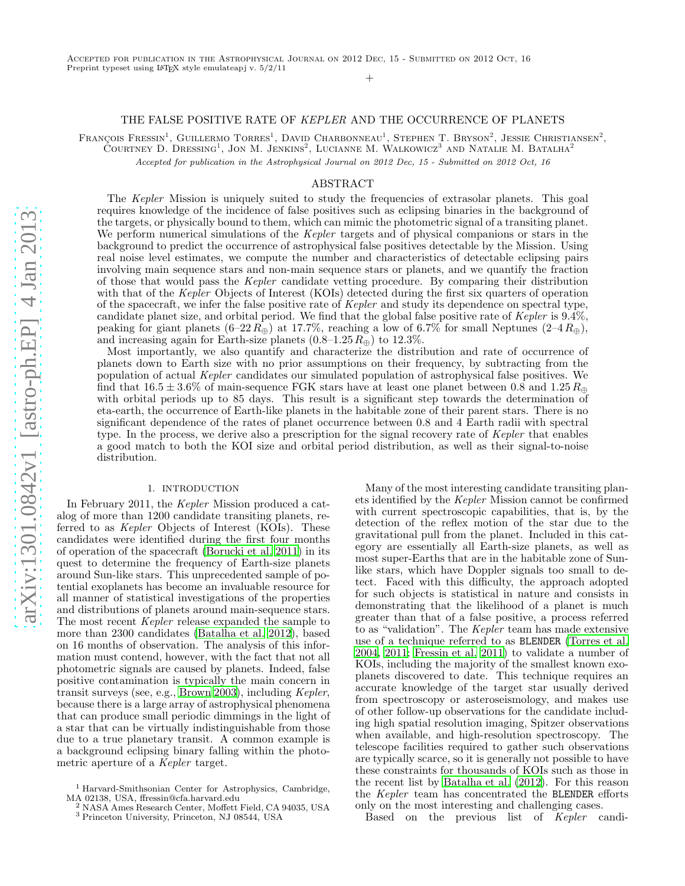Accepted for publication in the Astrophysical Journal on 2012 Dec, 15 - Submitted on 2012 Oct, 16
Preprint typeset using LaTeX style emulateapj v. 5/2/11

# THE FALSE POSITIVE RATE OF *KEPLER* AND THE OCCURRENCE OF PLANETS

François Fressin[1], Guillermo Torres[1], David Charbonneau[1], Stephen T. Bryson[2], Jessie Christiansen[2], Courtney D. Dressing[1], Jon M. Jenkins[2], Lucianne M. Walkowicz[3] and Natalie M. Batalha[2]

*Accepted for publication in the Astrophysical Journal on 2012 Dec, 15 - Submitted on 2012 Oct, 16*

## ABSTRACT

The *Kepler* Mission is uniquely suited to study the frequencies of extrasolar planets. This goal requires knowledge of the incidence of false positives such as eclipsing binaries in the background of the targets, or physically bound to them, which can mimic the photometric signal of a transiting planet. We perform numerical simulations of the *Kepler* targets and of physical companions or stars in the background to predict the occurrence of astrophysical false positives detectable by the Mission. Using real noise level estimates, we compute the number and characteristics of detectable eclipsing pairs involving main sequence stars and non-main sequence stars or planets, and we quantify the fraction of those that would pass the *Kepler* candidate vetting procedure. By comparing their distribution with that of the *Kepler* Objects of Interest (KOIs) detected during the first six quarters of operation of the spacecraft, we infer the false positive rate of *Kepler* and study its dependence on spectral type, candidate planet size, and orbital period. We find that the global false positive rate of *Kepler* is 9.4%, peaking for giant planets (6–22 $R_\oplus$) at 17.7%, reaching a low of 6.7% for small Neptunes (2–4 $R_\oplus$), and increasing again for Earth-size planets (0.8–1.25 $R_\oplus$) to 12.3%.

Most importantly, we also quantify and characterize the distribution and rate of occurrence of planets down to Earth size with no prior assumptions on their frequency, by subtracting from the population of actual *Kepler* candidates our simulated population of astrophysical false positives. We find that $16.5 \pm 3.6$% of main-sequence FGK stars have at least one planet between 0.8 and 1.25 $R_\oplus$ with orbital periods up to 85 days. This result is a significant step towards the determination of eta-earth, the occurrence of Earth-like planets in the habitable zone of their parent stars. There is no significant dependence of the rates of planet occurrence between 0.8 and 4 Earth radii with spectral type. In the process, we derive also a prescription for the signal recovery rate of *Kepler* that enables a good match to both the KOI size and orbital period distribution, as well as their signal-to-noise distribution.

## 1. INTRODUCTION

In February 2011, the *Kepler* Mission produced a catalog of more than 1200 candidate transiting planets, referred to as *Kepler* Objects of Interest (KOIs). These candidates were identified during the first four months of operation of the spacecraft (Borucki et al. 2011) in its quest to determine the frequency of Earth-size planets around Sun-like stars. This unprecedented sample of potential exoplanets has become an invaluable resource for all manner of statistical investigations of the properties and distributions of planets around main-sequence stars. The most recent *Kepler* release expanded the sample to more than 2300 candidates (Batalha et al. 2012), based on 16 months of observation. The analysis of this information must contend, however, with the fact that not all photometric signals are caused by planets. Indeed, false positive contamination is typically the main concern in transit surveys (see, e.g., Brown 2003), including *Kepler*, because there is a large array of astrophysical phenomena that can produce small periodic dimmings in the light of a star that can be virtually indistinguishable from those due to a true planetary transit. A common example is a background eclipsing binary falling within the photometric aperture of a *Kepler* target.

Many of the most interesting candidate transiting planets identified by the *Kepler* Mission cannot be confirmed with current spectroscopic capabilities, that is, by the detection of the reflex motion of the star due to the gravitational pull from the planet. Included in this category are essentially all Earth-size planets, as well as most super-Earths that are in the habitable zone of Sun-like stars, which have Doppler signals too small to detect. Faced with this difficulty, the approach adopted for such objects is statistical in nature and consists in demonstrating that the likelihood of a planet is much greater than that of a false positive, a process referred to as "validation". The *Kepler* team has made extensive use of a technique referred to as BLENDER (Torres et al. 2004, 2011; Fressin et al. 2011) to validate a number of KOIs, including the majority of the smallest known exoplanets discovered to date. This technique requires an accurate knowledge of the target star usually derived from spectroscopy or asteroseismology, and makes use of other follow-up observations for the candidate including high spatial resolution imaging, Spitzer observations when available, and high-resolution spectroscopy. The telescope facilities required to gather such observations are typically scarce, so it is generally not possible to have these constraints for thousands of KOIs such as those in the recent list by Batalha et al. (2012). For this reason the *Kepler* team has concentrated the BLENDER efforts only on the most interesting and challenging cases.

Based on the previous list of *Kepler* candi-

[1] Harvard-Smithsonian Center for Astrophysics, Cambridge, MA 02138, USA, ffressin@cfa.harvard.edu
[2] NASA Ames Research Center, Moffett Field, CA 94035, USA
[3] Princeton University, Princeton, NJ 08544, USA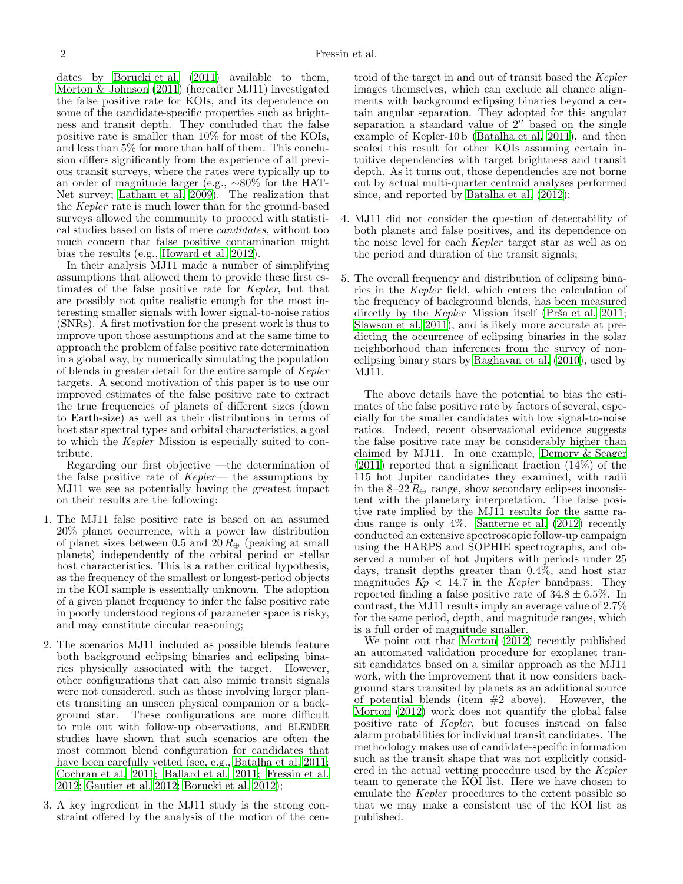dates by Borucki et al. (2011) available to them, Morton & Johnson (2011) (hereafter MJ11) investigated the false positive rate for KOIs, and its dependence on some of the candidate-specific properties such as brightness and transit depth. They concluded that the false positive rate is smaller than 10% for most of the KOIs, and less than 5% for more than half of them. This conclusion differs significantly from the experience of all previous transit surveys, where the rates were typically up to an order of magnitude larger (e.g., ∼80% for the HAT-Net survey; Latham et al. 2009). The realization that the *Kepler* rate is much lower than for the ground-based surveys allowed the community to proceed with statistical studies based on lists of mere *candidates*, without too much concern that false positive contamination might bias the results (e.g., Howard et al. 2012).

In their analysis MJ11 made a number of simplifying assumptions that allowed them to provide these first estimates of the false positive rate for *Kepler*, but that are possibly not quite realistic enough for the most interesting smaller signals with lower signal-to-noise ratios (SNRs). A first motivation for the present work is thus to improve upon those assumptions and at the same time to approach the problem of false positive rate determination in a global way, by numerically simulating the population of blends in greater detail for the entire sample of *Kepler* targets. A second motivation of this paper is to use our improved estimates of the false positive rate to extract the true frequencies of planets of different sizes (down to Earth-size) as well as their distributions in terms of host star spectral types and orbital characteristics, a goal to which the *Kepler* Mission is especially suited to contribute.

Regarding our first objective —the determination of the false positive rate of *Kepler*— the assumptions by MJ11 we see as potentially having the greatest impact on their results are the following:

1. The MJ11 false positive rate is based on an assumed 20% planet occurrence, with a power law distribution of planet sizes between 0.5 and 20 $R_{\oplus}$ (peaking at small planets) independently of the orbital period or stellar host characteristics. This is a rather critical hypothesis, as the frequency of the smallest or longest-period objects in the KOI sample is essentially unknown. The adoption of a given planet frequency to infer the false positive rate in poorly understood regions of parameter space is risky, and may constitute circular reasoning;

2. The scenarios MJ11 included as possible blends feature both background eclipsing binaries and eclipsing binaries physically associated with the target. However, other configurations that can also mimic transit signals were not considered, such as those involving larger planets transiting an unseen physical companion or a background star. These configurations are more difficult to rule out with follow-up observations, and BLENDER studies have shown that such scenarios are often the most common blend configuration for candidates that have been carefully vetted (see, e.g., Batalha et al. 2011; Cochran et al. 2011; Ballard et al. 2011; Fressin et al. 2012; Gautier et al. 2012; Borucki et al. 2012);

3. A key ingredient in the MJ11 study is the strong constraint offered by the analysis of the motion of the centroid of the target in and out of transit based the *Kepler* images themselves, which can exclude all chance alignments with background eclipsing binaries beyond a certain angular separation. They adopted for this angular separation a standard value of 2″ based on the single example of Kepler-10 b (Batalha et al. 2011), and then scaled this result for other KOIs assuming certain intuitive dependencies with target brightness and transit depth. As it turns out, those dependencies are not borne out by actual multi-quarter centroid analyses performed since, and reported by Batalha et al. (2012);

4. MJ11 did not consider the question of detectability of both planets and false positives, and its dependence on the noise level for each *Kepler* target star as well as on the period and duration of the transit signals;

5. The overall frequency and distribution of eclipsing binaries in the *Kepler* field, which enters the calculation of the frequency of background blends, has been measured directly by the *Kepler* Mission itself (Prša et al. 2011; Slawson et al. 2011), and is likely more accurate at predicting the occurrence of eclipsing binaries in the solar neighborhood than inferences from the survey of non-eclipsing binary stars by Raghavan et al. (2010), used by MJ11.

The above details have the potential to bias the estimates of the false positive rate by factors of several, especially for the smaller candidates with low signal-to-noise ratios. Indeed, recent observational evidence suggests the false positive rate may be considerably higher than claimed by MJ11. In one example, Demory & Seager (2011) reported that a significant fraction (14%) of the 115 hot Jupiter candidates they examined, with radii in the 8–22 $R_{\oplus}$ range, show secondary eclipses inconsistent with the planetary interpretation. The false positive rate implied by the MJ11 results for the same radius range is only 4%. Santerne et al. (2012) recently conducted an extensive spectroscopic follow-up campaign using the HARPS and SOPHIE spectrographs, and observed a number of hot Jupiters with periods under 25 days, transit depths greater than 0.4%, and host star magnitudes $Kp < 14.7$ in the *Kepler* bandpass. They reported finding a false positive rate of $34.8 \pm 6.5$%. In contrast, the MJ11 results imply an average value of 2.7% for the same period, depth, and magnitude ranges, which is a full order of magnitude smaller.

We point out that Morton (2012) recently published an automated validation procedure for exoplanet transit candidates based on a similar approach as the MJ11 work, with the improvement that it now considers background stars transited by planets as an additional source of potential blends (item #2 above). However, the Morton (2012) work does not quantify the global false positive rate of *Kepler*, but focuses instead on false alarm probabilities for individual transit candidates. The methodology makes use of candidate-specific information such as the transit shape that was not explicitly considered in the actual vetting procedure used by the *Kepler* team to generate the KOI list. Here we have chosen to emulate the *Kepler* procedures to the extent possible so that we may make a consistent use of the KOI list as published.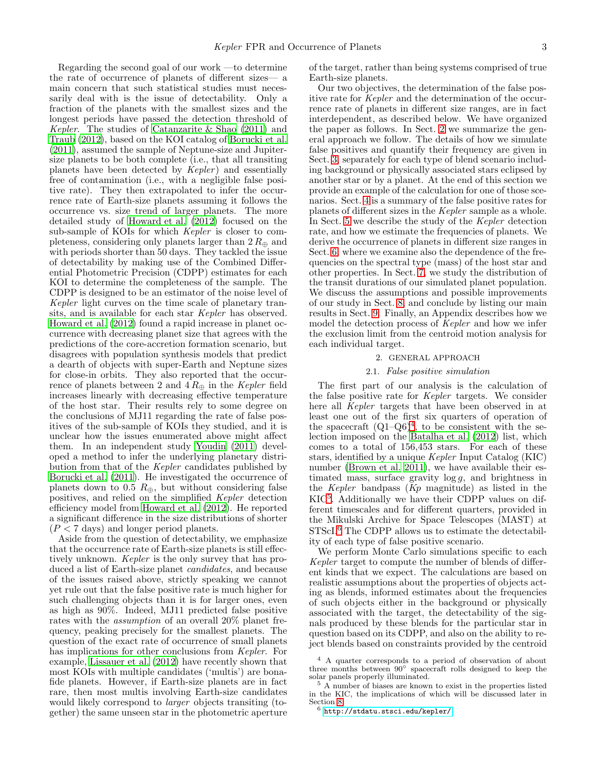Regarding the second goal of our work —to determine the rate of occurrence of planets of different sizes— a main concern that such statistical studies must necessarily deal with is the issue of detectability. Only a fraction of the planets with the smallest sizes and the longest periods have passed the detection threshold of *Kepler*. The studies of Catanzarite & Shao (2011) and Traub (2012), based on the KOI catalog of Borucki et al. (2011), assumed the sample of Neptune-size and Jupiter-size planets to be both complete (i.e., that all transiting planets have been detected by *Kepler*) and essentially free of contamination (i.e., with a negligible false positive rate). They then extrapolated to infer the occurrence rate of Earth-size planets assuming it follows the occurrence vs. size trend of larger planets. The more detailed study of Howard et al. (2012) focused on the sub-sample of KOIs for which *Kepler* is closer to completeness, considering only planets larger than $2\,R_\oplus$ and with periods shorter than 50 days. They tackled the issue of detectability by making use of the Combined Differential Photometric Precision (CDPP) estimates for each KOI to determine the completeness of the sample. The CDPP is designed to be an estimator of the noise level of *Kepler* light curves on the time scale of planetary transits, and is available for each star *Kepler* has observed. Howard et al. (2012) found a rapid increase in planet occurrence with decreasing planet size that agrees with the predictions of the core-accretion formation scenario, but disagrees with population synthesis models that predict a dearth of objects with super-Earth and Neptune sizes for close-in orbits. They also reported that the occurrence of planets between 2 and $4\,R_\oplus$ in the *Kepler* field increases linearly with decreasing effective temperature of the host star. Their results rely to some degree on the conclusions of MJ11 regarding the rate of false positives of the sub-sample of KOIs they studied, and it is unclear how the issues enumerated above might affect them. In an independent study Youdin (2011) developed a method to infer the underlying planetary distribution from that of the *Kepler* candidates published by Borucki et al. (2011). He investigated the occurrence of planets down to $0.5\,R_\oplus$, but without considering false positives, and relied on the simplified *Kepler* detection efficiency model from Howard et al. (2012). He reported a significant difference in the size distributions of shorter ($P < 7$ days) and longer period planets.

Aside from the question of detectability, we emphasize that the occurrence rate of Earth-size planets is still effectively unknown. *Kepler* is the only survey that has produced a list of Earth-size planet *candidates*, and because of the issues raised above, strictly speaking we cannot yet rule out that the false positive rate is much higher for such challenging objects than it is for larger ones, even as high as 90%. Indeed, MJ11 predicted false positive rates with the *assumption* of an overall 20% planet frequency, peaking precisely for the smallest planets. The question of the exact rate of occurrence of small planets has implications for other conclusions from *Kepler*. For example, Lissauer et al. (2012) have recently shown that most KOIs with multiple candidates ('multis') are bona-fide planets. However, if Earth-size planets are in fact rare, then most multis involving Earth-size candidates would likely correspond to *larger* objects transiting (together) the same unseen star in the photometric aperture of the target, rather than being systems comprised of true Earth-size planets.

Our two objectives, the determination of the false positive rate for *Kepler* and the determination of the occurrence rate of planets in different size ranges, are in fact interdependent, as described below. We have organized the paper as follows. In Sect. 2 we summarize the general approach we follow. The details of how we simulate false positives and quantify their frequency are given in Sect. 3, separately for each type of blend scenario including background or physically associated stars eclipsed by another star or by a planet. At the end of this section we provide an example of the calculation for one of those scenarios. Sect. 4 is a summary of the false positive rates for planets of different sizes in the *Kepler* sample as a whole. In Sect. 5 we describe the study of the *Kepler* detection rate, and how we estimate the frequencies of planets. We derive the occurrence of planets in different size ranges in Sect. 6, where we examine also the dependence of the frequencies on the spectral type (mass) of the host star and other properties. In Sect. 7, we study the distribution of the transit durations of our simulated planet population. We discuss the assumptions and possible improvements of our study in Sect. 8, and conclude by listing our main results in Sect. 9. Finally, an Appendix describes how we model the detection process of *Kepler* and how we infer the exclusion limit from the centroid motion analysis for each individual target.

## 2. GENERAL APPROACH

### 2.1. *False positive simulation*

The first part of our analysis is the calculation of the false positive rate for *Kepler* targets. We consider here all *Kepler* targets that have been observed in at least one out of the first six quarters of operation of the spacecraft (Q1–Q6)[4], to be consistent with the selection imposed on the Batalha et al. (2012) list, which comes to a total of 156,453 stars. For each of these stars, identified by a unique *Kepler* Input Catalog (KIC) number (Brown et al. 2011), we have available their estimated mass, surface gravity $\log g$, and brightness in the *Kepler* bandpass (*Kp* magnitude) as listed in the KIC[5]. Additionally we have their CDPP values on different timescales and for different quarters, provided in the Mikulski Archive for Space Telescopes (MAST) at STScI.[6] The CDPP allows us to estimate the detectability of each type of false positive scenario.

We perform Monte Carlo simulations specific to each *Kepler* target to compute the number of blends of different kinds that we expect. The calculations are based on realistic assumptions about the properties of objects acting as blends, informed estimates about the frequencies of such objects either in the background or physically associated with the target, the detectability of the signals produced by these blends for the particular star in question based on its CDPP, and also on the ability to reject blends based on constraints provided by the centroid

[4] A quarter corresponds to a period of observation of about three months between 90° spacecraft rolls designed to keep the solar panels properly illuminated.

[5] A number of biases are known to exist in the properties listed in the KIC, the implications of which will be discussed later in Section 8.

[6] http://stdatu.stsci.edu/kepler/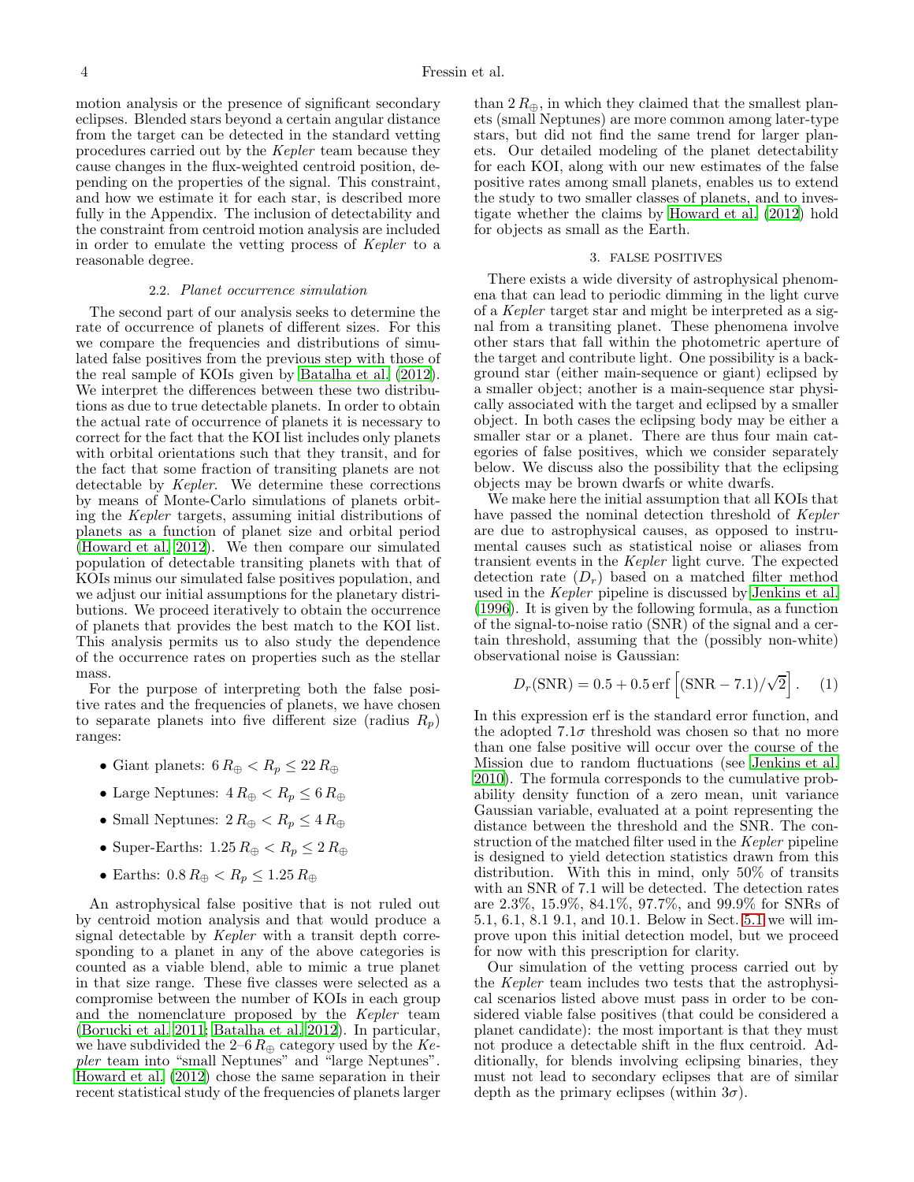motion analysis or the presence of significant secondary eclipses. Blended stars beyond a certain angular distance from the target can be detected in the standard vetting procedures carried out by the *Kepler* team because they cause changes in the flux-weighted centroid position, depending on the properties of the signal. This constraint, and how we estimate it for each star, is described more fully in the Appendix. The inclusion of detectability and the constraint from centroid motion analysis are included in order to emulate the vetting process of *Kepler* to a reasonable degree.

### 2.2. *Planet occurrence simulation*

The second part of our analysis seeks to determine the rate of occurrence of planets of different sizes. For this we compare the frequencies and distributions of simulated false positives from the previous step with those of the real sample of KOIs given by Batalha et al. (2012). We interpret the differences between these two distributions as due to true detectable planets. In order to obtain the actual rate of occurrence of planets it is necessary to correct for the fact that the KOI list includes only planets with orbital orientations such that they transit, and for the fact that some fraction of transiting planets are not detectable by *Kepler*. We determine these corrections by means of Monte-Carlo simulations of planets orbiting the *Kepler* targets, assuming initial distributions of planets as a function of planet size and orbital period (Howard et al. 2012). We then compare our simulated population of detectable transiting planets with that of KOIs minus our simulated false positives population, and we adjust our initial assumptions for the planetary distributions. We proceed iteratively to obtain the occurrence of planets that provides the best match to the KOI list. This analysis permits us to also study the dependence of the occurrence rates on properties such as the stellar mass.

For the purpose of interpreting both the false positive rates and the frequencies of planets, we have chosen to separate planets into five different size (radius $R_p$) ranges:

- Giant planets: $6\,R_\oplus < R_p \leq 22\,R_\oplus$
- Large Neptunes: $4\,R_\oplus < R_p \leq 6\,R_\oplus$
- Small Neptunes: $2\,R_\oplus < R_p \leq 4\,R_\oplus$
- Super-Earths: $1.25\,R_\oplus < R_p \leq 2\,R_\oplus$
- Earths: $0.8\,R_\oplus < R_p \leq 1.25\,R_\oplus$

An astrophysical false positive that is not ruled out by centroid motion analysis and that would produce a signal detectable by *Kepler* with a transit depth corresponding to a planet in any of the above categories is counted as a viable blend, able to mimic a true planet in that size range. These five classes were selected as a compromise between the number of KOIs in each group and the nomenclature proposed by the *Kepler* team (Borucki et al. 2011; Batalha et al. 2012). In particular, we have subdivided the 2–6 $R_\oplus$ category used by the *Kepler* team into "small Neptunes" and "large Neptunes". Howard et al. (2012) chose the same separation in their recent statistical study of the frequencies of planets larger than $2\,R_\oplus$, in which they claimed that the smallest planets (small Neptunes) are more common among later-type stars, but did not find the same trend for larger planets. Our detailed modeling of the planet detectability for each KOI, along with our new estimates of the false positive rates among small planets, enables us to extend the study to two smaller classes of planets, and to investigate whether the claims by Howard et al. (2012) hold for objects as small as the Earth.

## 3. FALSE POSITIVES

There exists a wide diversity of astrophysical phenomena that can lead to periodic dimming in the light curve of a *Kepler* target star and might be interpreted as a signal from a transiting planet. These phenomena involve other stars that fall within the photometric aperture of the target and contribute light. One possibility is a background star (either main-sequence or giant) eclipsed by a smaller object; another is a main-sequence star physically associated with the target and eclipsed by a smaller object. In both cases the eclipsing body may be either a smaller star or a planet. There are thus four main categories of false positives, which we consider separately below. We discuss also the possibility that the eclipsing objects may be brown dwarfs or white dwarfs.

We make here the initial assumption that all KOIs that have passed the nominal detection threshold of *Kepler* are due to astrophysical causes, as opposed to instrumental causes such as statistical noise or aliases from transient events in the *Kepler* light curve. The expected detection rate ($D_r$) based on a matched filter method used in the *Kepler* pipeline is discussed by Jenkins et al. (1996). It is given by the following formula, as a function of the signal-to-noise ratio (SNR) of the signal and a certain threshold, assuming that the (possibly non-white) observational noise is Gaussian:

$$D_r(\mathrm{SNR}) = 0.5 + 0.5\,\mathrm{erf}\left[(\mathrm{SNR} - 7.1)/\sqrt{2}\right]. \quad (1)$$

In this expression erf is the standard error function, and the adopted $7.1\sigma$ threshold was chosen so that no more than one false positive will occur over the course of the Mission due to random fluctuations (see Jenkins et al. 2010). The formula corresponds to the cumulative probability density function of a zero mean, unit variance Gaussian variable, evaluated at a point representing the distance between the threshold and the SNR. The construction of the matched filter used in the *Kepler* pipeline is designed to yield detection statistics drawn from this distribution. With this in mind, only 50% of transits with an SNR of 7.1 will be detected. The detection rates are 2.3%, 15.9%, 84.1%, 97.7%, and 99.9% for SNRs of 5.1, 6.1, 8.1 9.1, and 10.1. Below in Sect. 5.1 we will improve upon this initial detection model, but we proceed for now with this prescription for clarity.

Our simulation of the vetting process carried out by the *Kepler* team includes two tests that the astrophysical scenarios listed above must pass in order to be considered viable false positives (that could be considered a planet candidate): the most important is that they must not produce a detectable shift in the flux centroid. Additionally, for blends involving eclipsing binaries, they must not lead to secondary eclipses that are of similar depth as the primary eclipses (within $3\sigma$).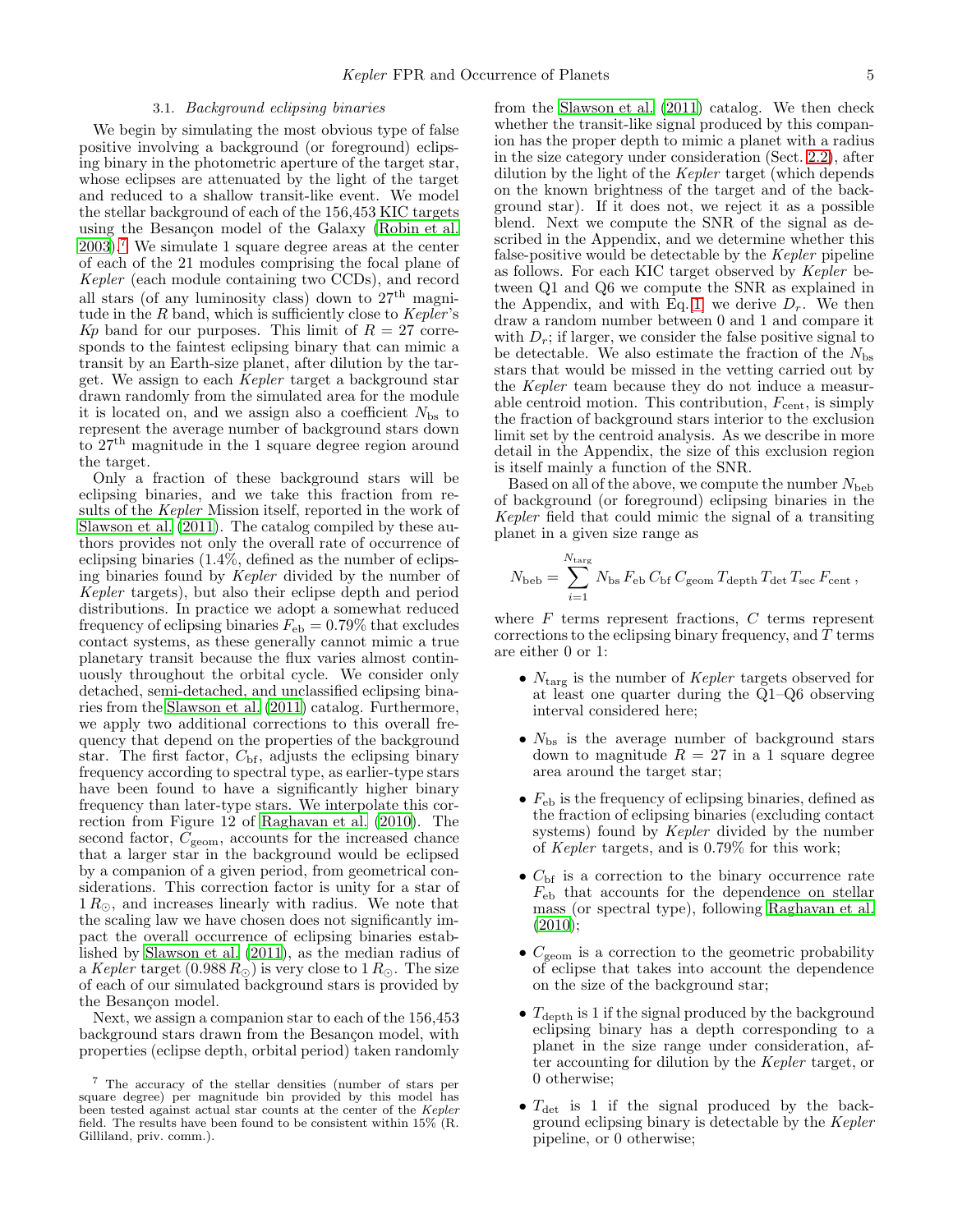### 3.1. *Background eclipsing binaries*

We begin by simulating the most obvious type of false positive involving a background (or foreground) eclipsing binary in the photometric aperture of the target star, whose eclipses are attenuated by the light of the target and reduced to a shallow transit-like event. We model the stellar background of each of the 156,453 KIC targets using the Besançon model of the Galaxy (Robin et al. 2003).[7] We simulate 1 square degree areas at the center of each of the 21 modules comprising the focal plane of *Kepler* (each module containing two CCDs), and record all stars (of any luminosity class) down to 27[th] magnitude in the $R$ band, which is sufficiently close to *Kepler*'s $Kp$ band for our purposes. This limit of $R = 27$ corresponds to the faintest eclipsing binary that can mimic a transit by an Earth-size planet, after dilution by the target. We assign to each *Kepler* target a background star drawn randomly from the simulated area for the module it is located on, and we assign also a coefficient $N_{\rm bs}$ to represent the average number of background stars down to 27[th] magnitude in the 1 square degree region around the target.

Only a fraction of these background stars will be eclipsing binaries, and we take this fraction from results of the *Kepler* Mission itself, reported in the work of Slawson et al. (2011). The catalog compiled by these authors provides not only the overall rate of occurrence of eclipsing binaries (1.4%, defined as the number of eclipsing binaries found by *Kepler* divided by the number of *Kepler* targets), but also their eclipse depth and period distributions. In practice we adopt a somewhat reduced frequency of eclipsing binaries $F_{\rm eb} = 0.79\%$ that excludes contact systems, as these generally cannot mimic a true planetary transit because the flux varies almost continuously throughout the orbital cycle. We consider only detached, semi-detached, and unclassified eclipsing binaries from the Slawson et al. (2011) catalog. Furthermore, we apply two additional corrections to this overall frequency that depend on the properties of the background star. The first factor, $C_{\rm bf}$, adjusts the eclipsing binary frequency according to spectral type, as earlier-type stars have been found to have a significantly higher binary frequency than later-type stars. We interpolate this correction from Figure 12 of Raghavan et al. (2010). The second factor, $C_{\rm geom}$, accounts for the increased chance that a larger star in the background would be eclipsed by a companion of a given period, from geometrical considerations. This correction factor is unity for a star of $1\,R_{\odot}$, and increases linearly with radius. We note that the scaling law we have chosen does not significantly impact the overall occurrence of eclipsing binaries established by Slawson et al. (2011), as the median radius of a *Kepler* target ($0.988\,R_{\odot}$) is very close to $1\,R_{\odot}$. The size of each of our simulated background stars is provided by the Besançon model.

Next, we assign a companion star to each of the 156,453 background stars drawn from the Besançon model, with properties (eclipse depth, orbital period) taken randomly from the Slawson et al. (2011) catalog. We then check whether the transit-like signal produced by this companion has the proper depth to mimic a planet with a radius in the size category under consideration (Sect. 2.2), after dilution by the light of the *Kepler* target (which depends on the known brightness of the target and of the background star). If it does not, we reject it as a possible blend. Next we compute the SNR of the signal as described in the Appendix, and we determine whether this false-positive would be detectable by the *Kepler* pipeline as follows. For each KIC target observed by *Kepler* between Q1 and Q6 we compute the SNR as explained in the Appendix, and with Eq. 1 we derive $D_r$. We then draw a random number between 0 and 1 and compare it with $D_r$; if larger, we consider the false positive signal to be detectable. We also estimate the fraction of the $N_{\rm bs}$ stars that would be missed in the vetting carried out by the *Kepler* team because they do not induce a measurable centroid motion. This contribution, $F_{\rm cent}$, is simply the fraction of background stars interior to the exclusion limit set by the centroid analysis. As we describe in more detail in the Appendix, the size of this exclusion region is itself mainly a function of the SNR.

Based on all of the above, we compute the number $N_{\rm beb}$ of background (or foreground) eclipsing binaries in the *Kepler* field that could mimic the signal of a transiting planet in a given size range as

$$N_{\rm beb} = \sum_{i=1}^{N_{\rm targ}} N_{\rm bs}\, F_{\rm eb}\, C_{\rm bf}\, C_{\rm geom}\, T_{\rm depth}\, T_{\rm det}\, T_{\rm sec}\, F_{\rm cent}\,,$$

where $F$ terms represent fractions, $C$ terms represent corrections to the eclipsing binary frequency, and $T$ terms are either 0 or 1:

- $N_{\rm targ}$ is the number of *Kepler* targets observed for at least one quarter during the Q1–Q6 observing interval considered here;
- $N_{\rm bs}$ is the average number of background stars down to magnitude $R = 27$ in a 1 square degree area around the target star;
- $F_{\rm eb}$ is the frequency of eclipsing binaries, defined as the fraction of eclipsing binaries (excluding contact systems) found by *Kepler* divided by the number of *Kepler* targets, and is 0.79% for this work;
- $C_{\rm bf}$ is a correction to the binary occurrence rate $F_{\rm eb}$ that accounts for the dependence on stellar mass (or spectral type), following Raghavan et al. (2010);
- $C_{\rm geom}$ is a correction to the geometric probability of eclipse that takes into account the dependence on the size of the background star;
- $T_{\rm depth}$ is 1 if the signal produced by the background eclipsing binary has a depth corresponding to a planet in the size range under consideration, after accounting for dilution by the *Kepler* target, or 0 otherwise;
- $T_{\rm det}$ is 1 if the signal produced by the background eclipsing binary is detectable by the *Kepler* pipeline, or 0 otherwise;

[7] The accuracy of the stellar densities (number of stars per square degree) per magnitude bin provided by this model has been tested against actual star counts at the center of the *Kepler* field. The results have been found to be consistent within 15% (R. Gilliland, priv. comm.).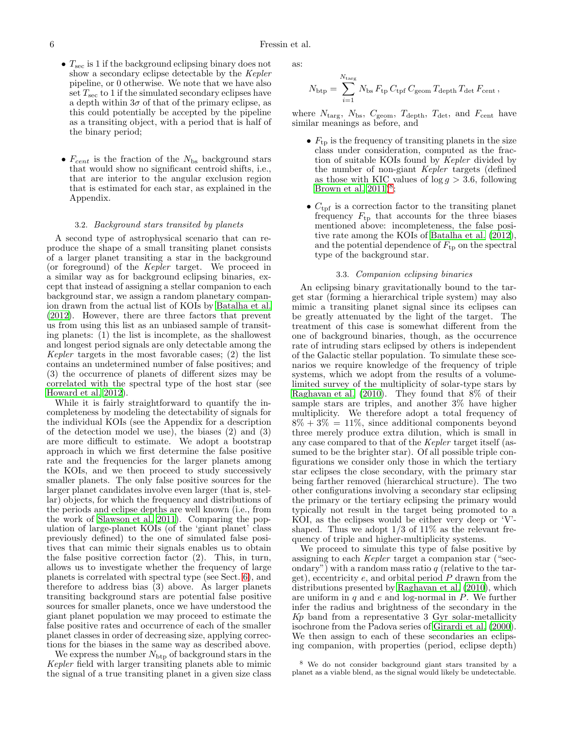- $T_{\rm sec}$ is 1 if the background eclipsing binary does not show a secondary eclipse detectable by the *Kepler* pipeline, or 0 otherwise. We note that we have also set $T_{\rm sec}$ to 1 if the simulated secondary eclipses have a depth within $3\sigma$ of that of the primary eclipse, as this could potentially be accepted by the pipeline as a transiting object, with a period that is half of the binary period;

- $F_{cent}$ is the fraction of the $N_{\rm bs}$ background stars that would show no significant centroid shifts, i.e., that are interior to the angular exclusion region that is estimated for each star, as explained in the Appendix.

### 3.2. *Background stars transited by planets*

A second type of astrophysical scenario that can reproduce the shape of a small transiting planet consists of a larger planet transiting a star in the background (or foreground) of the *Kepler* target. We proceed in a similar way as for background eclipsing binaries, except that instead of assigning a stellar companion to each background star, we assign a random planetary companion drawn from the actual list of KOIs by Batalha et al. (2012). However, there are three factors that prevent us from using this list as an unbiased sample of transiting planets: (1) the list is incomplete, as the shallowest and longest period signals are only detectable among the *Kepler* targets in the most favorable cases; (2) the list contains an undetermined number of false positives; and (3) the occurrence of planets of different sizes may be correlated with the spectral type of the host star (see Howard et al. 2012).

While it is fairly straightforward to quantify the incompleteness by modeling the detectability of signals for the individual KOIs (see the Appendix for a description of the detection model we use), the biases (2) and (3) are more difficult to estimate. We adopt a bootstrap approach in which we first determine the false positive rate and the frequencies for the larger planets among the KOIs, and we then proceed to study successively smaller planets. The only false positive sources for the larger planet candidates involve even larger (that is, stellar) objects, for which the frequency and distributions of the periods and eclipse depths are well known (i.e., from the work of Slawson et al. 2011). Comparing the population of large-planet KOIs (of the 'giant planet' class previously defined) to the one of simulated false positives that can mimic their signals enables us to obtain the false positive correction factor (2). This, in turn, allows us to investigate whether the frequency of large planets is correlated with spectral type (see Sect. 6), and therefore to address bias (3) above. As larger planets transiting background stars are potential false positive sources for smaller planets, once we have understood the giant planet population we may proceed to estimate the false positive rates and occurrence of each of the smaller planet classes in order of decreasing size, applying corrections for the biases in the same way as described above.

We express the number $N_{\rm btp}$ of background stars in the *Kepler* field with larger transiting planets able to mimic the signal of a true transiting planet in a given size class as:

$$N_{\rm btp} = \sum_{i=1}^{N_{\rm targ}} N_{\rm bs}\, F_{\rm tp}\, C_{\rm tpf}\, C_{\rm geom}\, T_{\rm depth}\, T_{\rm det}\, F_{\rm cent}\,,$$

where $N_{\rm targ}$, $N_{\rm bs}$, $C_{\rm geom}$, $T_{\rm depth}$, $T_{\rm det}$, and $F_{\rm cent}$ have similar meanings as before, and

- $F_{\rm tp}$ is the frequency of transiting planets in the size class under consideration, computed as the fraction of suitable KOIs found by *Kepler* divided by the number of non-giant *Kepler* targets (defined as those with KIC values of $\log g > 3.6$, following Brown et al. 2011)[8];

- $C_{\rm tpf}$ is a correction factor to the transiting planet frequency $F_{\rm tp}$ that accounts for the three biases mentioned above: incompleteness, the false positive rate among the KOIs of Batalha et al. (2012), and the potential dependence of $F_{\rm tp}$ on the spectral type of the background star.

### 3.3. *Companion eclipsing binaries*

An eclipsing binary gravitationally bound to the target star (forming a hierarchical triple system) may also mimic a transiting planet signal since its eclipses can be greatly attenuated by the light of the target. The treatment of this case is somewhat different from the one of background binaries, though, as the occurrence rate of intruding stars eclipsed by others is independent of the Galactic stellar population. To simulate these scenarios we require knowledge of the frequency of triple systems, which we adopt from the results of a volume-limited survey of the multiplicity of solar-type stars by Raghavan et al. (2010). They found that 8% of their sample stars are triples, and another 3% have higher multiplicity. We therefore adopt a total frequency of 8% + 3% = 11%, since additional components beyond three merely produce extra dilution, which is small in any case compared to that of the *Kepler* target itself (assumed to be the brighter star). Of all possible triple configurations we consider only those in which the tertiary star eclipses the close secondary, with the primary star being farther removed (hierarchical structure). The two other configurations involving a secondary star eclipsing the primary or the tertiary eclipsing the primary would typically not result in the target being promoted to a KOI, as the eclipses would be either very deep or 'V'-shaped. Thus we adopt 1/3 of 11% as the relevant frequency of triple and higher-multiplicity systems.

We proceed to simulate this type of false positive by assigning to each *Kepler* target a companion star ("secondary") with a random mass ratio $q$ (relative to the target), eccentricity $e$, and orbital period $P$ drawn from the distributions presented by Raghavan et al. (2010), which are uniform in $q$ and $e$ and log-normal in $P$. We further infer the radius and brightness of the secondary in the $Kp$ band from a representative 3 Gyr solar-metallicity isochrone from the Padova series of Girardi et al. (2000). We then assign to each of these secondaries an eclipsing companion, with properties (period, eclipse depth)

[8] We do not consider background giant stars transited by a planet as a viable blend, as the signal would likely be undetectable.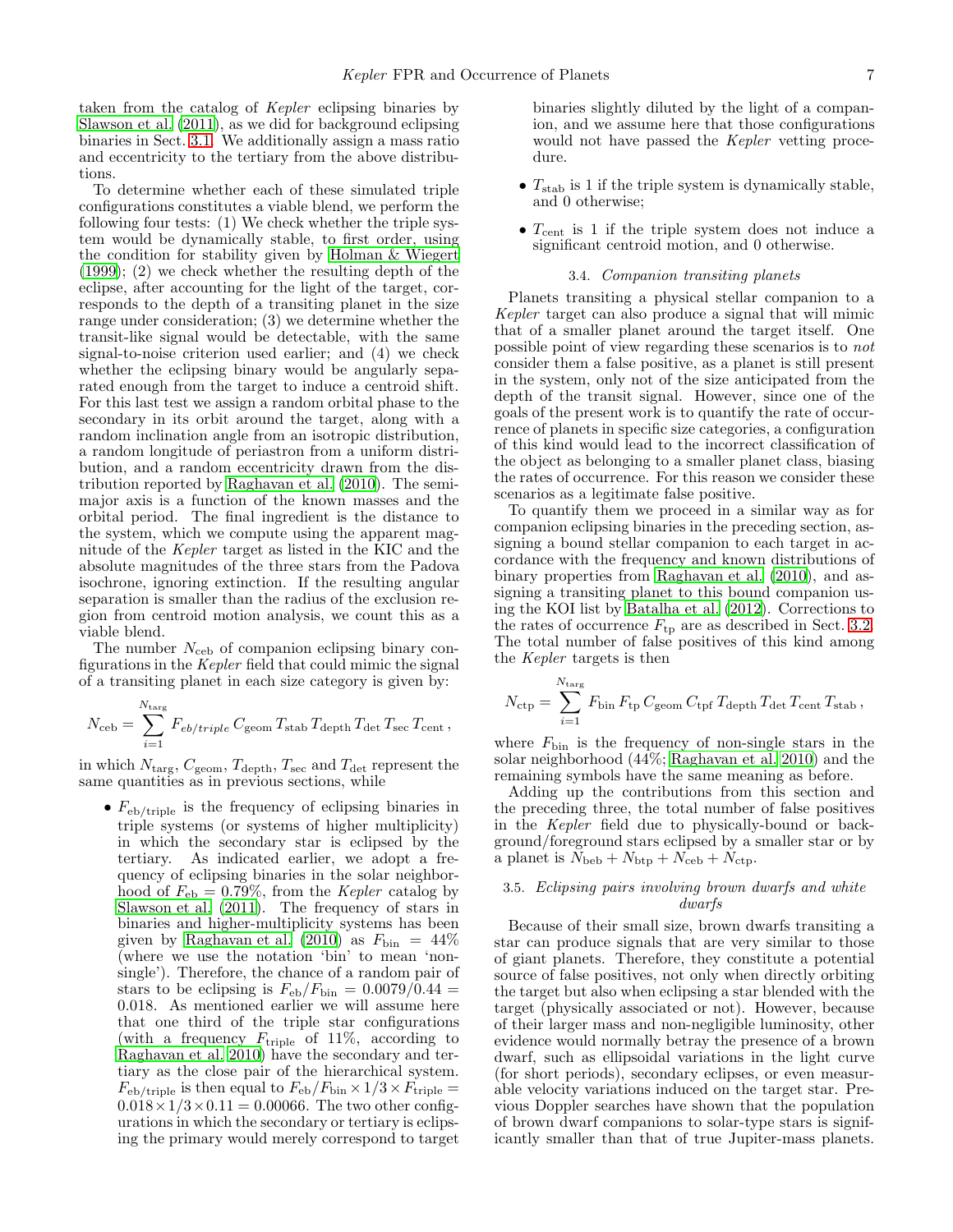taken from the catalog of *Kepler* eclipsing binaries by Slawson et al. (2011), as we did for background eclipsing binaries in Sect. 3.1. We additionally assign a mass ratio and eccentricity to the tertiary from the above distributions.

To determine whether each of these simulated triple configurations constitutes a viable blend, we perform the following four tests: (1) We check whether the triple system would be dynamically stable, to first order, using the condition for stability given by Holman & Wiegert (1999); (2) we check whether the resulting depth of the eclipse, after accounting for the light of the target, corresponds to the depth of a transiting planet in the size range under consideration; (3) we determine whether the transit-like signal would be detectable, with the same signal-to-noise criterion used earlier; and (4) we check whether the eclipsing binary would be angularly separated enough from the target to induce a centroid shift. For this last test we assign a random orbital phase to the secondary in its orbit around the target, along with a random inclination angle from an isotropic distribution, a random longitude of periastron from a uniform distribution, and a random eccentricity drawn from the distribution reported by Raghavan et al. (2010). The semi-major axis is a function of the known masses and the orbital period. The final ingredient is the distance to the system, which we compute using the apparent magnitude of the *Kepler* target as listed in the KIC and the absolute magnitudes of the three stars from the Padova isochrone, ignoring extinction. If the resulting angular separation is smaller than the radius of the exclusion region from centroid motion analysis, we count this as a viable blend.

The number $N_{\rm ceb}$ of companion eclipsing binary configurations in the *Kepler* field that could mimic the signal of a transiting planet in each size category is given by:

$$N_{\rm ceb} = \sum_{i=1}^{N_{\rm targ}} F_{eb/triple}\, C_{\rm geom}\, T_{\rm stab}\, T_{\rm depth}\, T_{\rm det}\, T_{\rm sec}\, T_{\rm cent}\,,$$

in which $N_{\rm targ}$, $C_{\rm geom}$, $T_{\rm stab}$, $T_{\rm depth}$, $T_{\rm sec}$ and $T_{\rm det}$ represent the same quantities as in previous sections, while

- $F_{\rm eb/triple}$ is the frequency of eclipsing binaries in triple systems (or systems of higher multiplicity) in which the secondary star is eclipsed by the tertiary. As indicated earlier, we adopt a frequency of eclipsing binaries in the solar neighborhood of $F_{\rm eb} = 0.79\%$, from the *Kepler* catalog by Slawson et al. (2011). The frequency of stars in binaries and higher-multiplicity systems has been given by Raghavan et al. (2010) as $F_{\rm bin} = 44\%$ (where we use the notation 'bin' to mean 'non-single'). Therefore, the chance of a random pair of stars to be eclipsing is $F_{\rm eb}/F_{\rm bin} = 0.0079/0.44 = 0.018$. As mentioned earlier we will assume here that one third of the triple star configurations (with a frequency $F_{\rm triple}$ of 11%, according to Raghavan et al. 2010) have the secondary and tertiary as the close pair of the hierarchical system. $F_{\rm eb/triple}$ is then equal to $F_{\rm eb}/F_{\rm bin} \times 1/3 \times F_{\rm triple} = 0.018 \times 1/3 \times 0.11 = 0.00066$. The two other configurations in which the secondary or tertiary is eclipsing the primary would merely correspond to target binaries slightly diluted by the light of a companion, and we assume here that those configurations would not have passed the *Kepler* vetting procedure.

- $T_{\rm stab}$ is 1 if the triple system is dynamically stable, and 0 otherwise;

- $T_{\rm cent}$ is 1 if the triple system does not induce a significant centroid motion, and 0 otherwise.

### 3.4. *Companion transiting planets*

Planets transiting a physical stellar companion to a *Kepler* target can also produce a signal that will mimic that of a smaller planet around the target itself. One possible point of view regarding these scenarios is to *not* consider them a false positive, as a planet is still present in the system, only not of the size anticipated from the depth of the transit signal. However, since one of the goals of the present work is to quantify the rate of occurrence of planets in specific size categories, a configuration of this kind would lead to the incorrect classification of the object as belonging to a smaller planet class, biasing the rates of occurrence. For this reason we consider these scenarios as a legitimate false positive.

To quantify them we proceed in a similar way as for companion eclipsing binaries in the preceding section, assigning a bound stellar companion to each target in accordance with the frequency and known distributions of binary properties from Raghavan et al. (2010), and assigning a transiting planet to this bound companion using the KOI list by Batalha et al. (2012). Corrections to the rates of occurrence $F_{\rm tp}$ are as described in Sect. 3.2. The total number of false positives of this kind among the *Kepler* targets is then

$$N_{\rm ctp} = \sum_{i=1}^{N_{\rm targ}} F_{\rm bin}\, F_{\rm tp}\, C_{\rm geom}\, C_{\rm tpf}\, T_{\rm depth}\, T_{\rm det}\, T_{\rm cent}\, T_{\rm stab}\,,$$

where $F_{\rm bin}$ is the frequency of non-single stars in the solar neighborhood (44%; Raghavan et al. 2010) and the remaining symbols have the same meaning as before.

Adding up the contributions from this section and the preceding three, the total number of false positives in the *Kepler* field due to physically-bound or background/foreground stars eclipsed by a smaller star or by a planet is $N_{\rm beb} + N_{\rm btp} + N_{\rm ceb} + N_{\rm ctp}$.

### 3.5. *Eclipsing pairs involving brown dwarfs and white dwarfs*

Because of their small size, brown dwarfs transiting a star can produce signals that are very similar to those of giant planets. Therefore, they constitute a potential source of false positives, not only when directly orbiting the target but also when eclipsing a star blended with the target (physically associated or not). However, because of their larger mass and non-negligible luminosity, other evidence would normally betray the presence of a brown dwarf, such as ellipsoidal variations in the light curve (for short periods), secondary eclipses, or even measurable velocity variations induced on the target star. Previous Doppler searches have shown that the population of brown dwarf companions to solar-type stars is significantly smaller than that of true Jupiter-mass planets.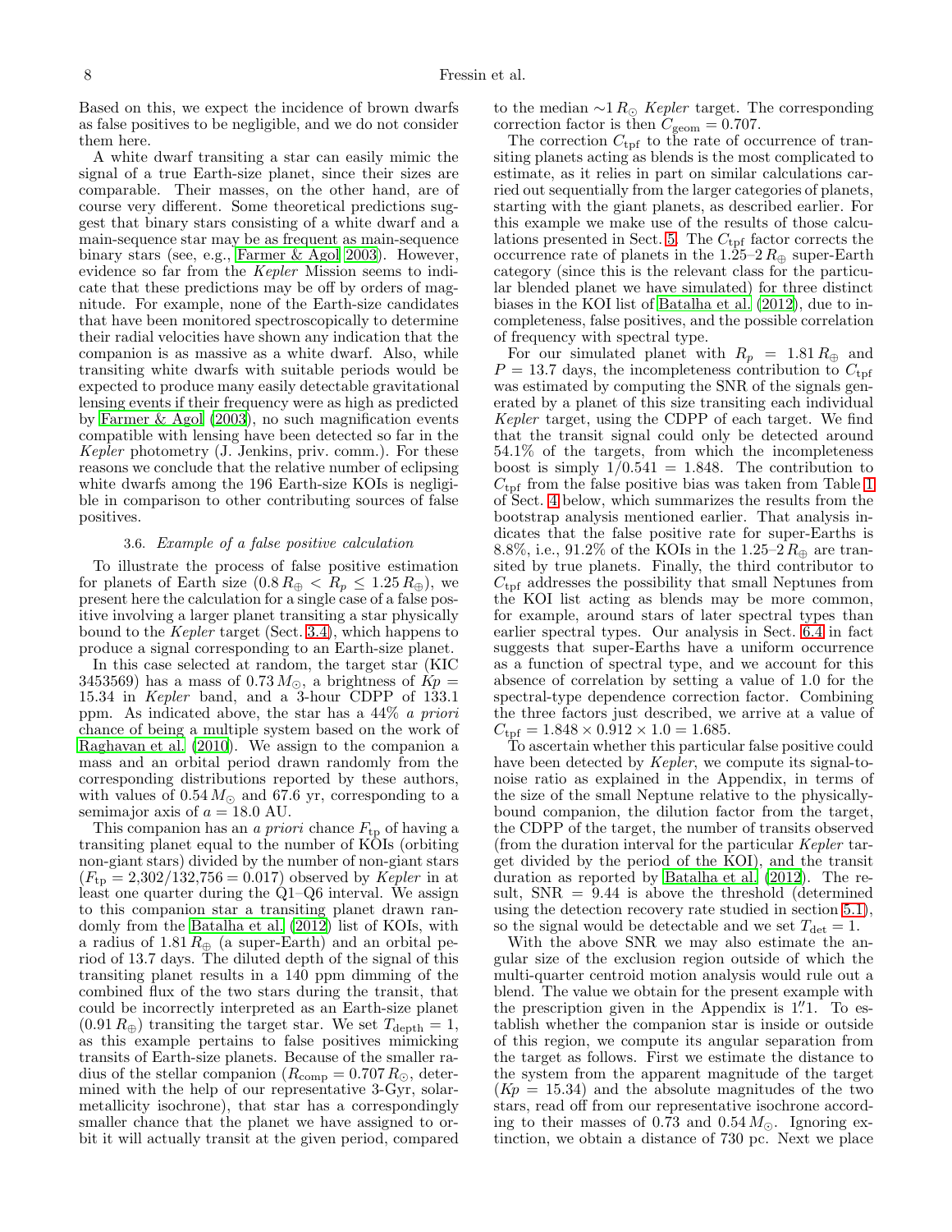Based on this, we expect the incidence of brown dwarfs as false positives to be negligible, and we do not consider them here.

A white dwarf transiting a star can easily mimic the signal of a true Earth-size planet, since their sizes are comparable. Their masses, on the other hand, are of course very different. Some theoretical predictions suggest that binary stars consisting of a white dwarf and a main-sequence star may be as frequent as main-sequence binary stars (see, e.g., Farmer & Agol 2003). However, evidence so far from the *Kepler* Mission seems to indicate that these predictions may be off by orders of magnitude. For example, none of the Earth-size candidates that have been monitored spectroscopically to determine their radial velocities have shown any indication that the companion is as massive as a white dwarf. Also, while transiting white dwarfs with suitable periods would be expected to produce many easily detectable gravitational lensing events if their frequency were as high as predicted by Farmer & Agol (2003), no such magnification events compatible with lensing have been detected so far in the *Kepler* photometry (J. Jenkins, priv. comm.). For these reasons we conclude that the relative number of eclipsing white dwarfs among the 196 Earth-size KOIs is negligible in comparison to other contributing sources of false positives.

### 3.6. *Example of a false positive calculation*

To illustrate the process of false positive estimation for planets of Earth size ($0.8\,R_\oplus < R_p \leq 1.25\,R_\oplus$), we present here the calculation for a single case of a false positive involving a larger planet transiting a star physically bound to the *Kepler* target (Sect. 3.4), which happens to produce a signal corresponding to an Earth-size planet.

In this case selected at random, the target star (KIC 3453569) has a mass of $0.73\,M_\odot$, a brightness of $Kp =$ 15.34 in *Kepler* band, and a 3-hour CDPP of 133.1 ppm. As indicated above, the star has a 44% *a priori* chance of being a multiple system based on the work of Raghavan et al. (2010). We assign to the companion a mass and an orbital period drawn randomly from the corresponding distributions reported by these authors, with values of $0.54\,M_\odot$ and 67.6 yr, corresponding to a semimajor axis of $a = 18.0$ AU.

This companion has an *a priori* chance $F_{\rm tp}$ of having a transiting planet equal to the number of KOIs (orbiting non-giant stars) divided by the number of non-giant stars ($F_{\rm tp} = 2{,}302/132{,}756 = 0.017$) observed by *Kepler* in at least one quarter during the Q1–Q6 interval. We assign to this companion star a transiting planet drawn randomly from the Batalha et al. (2012) list of KOIs, with a radius of $1.81\,R_\oplus$ (a super-Earth) and an orbital period of 13.7 days. The diluted depth of the signal of this transiting planet results in a 140 ppm dimming of the combined flux of the two stars during the transit, that could be incorrectly interpreted as an Earth-size planet ($0.91\,R_\oplus$) transiting the target star. We set $T_{\rm depth} = 1$, as this example pertains to false positives mimicking transits of Earth-size planets. Because of the smaller radius of the stellar companion ($R_{\rm comp} = 0.707\,R_\odot$, determined with the help of our representative 3-Gyr, solar-metallicity isochrone), that star has a correspondingly smaller chance that the planet we have assigned to orbit it will actually transit at the given period, compared to the median $\sim 1\,R_\odot$ *Kepler* target. The corresponding correction factor is then $C_{\rm geom} = 0.707$.

The correction $C_{\rm tpf}$ to the rate of occurrence of transiting planets acting as blends is the most complicated to estimate, as it relies in part on similar calculations carried out sequentially from the larger categories of planets, starting with the giant planets, as described earlier. For this example we make use of the results of those calculations presented in Sect. 5. The $C_{\rm tpf}$ factor corrects the occurrence rate of planets in the 1.25–2 $R_\oplus$ super-Earth category (since this is the relevant class for the particular blended planet we have simulated) for three distinct biases in the KOI list of Batalha et al. (2012), due to incompleteness, false positives, and the possible correlation of frequency with spectral type.

For our simulated planet with $R_p = 1.81\,R_\oplus$ and $P = 13.7$ days, the incompleteness contribution to $C_{\rm tpf}$ was estimated by computing the SNR of the signals generated by a planet of this size transiting each individual *Kepler* target, using the CDPP of each target. We find that the transit signal could only be detected around 54.1% of the targets, from which the incompleteness boost is simply $1/0.541 = 1.848$. The contribution to $C_{\rm tpf}$ from the false positive bias was taken from Table 1 of Sect. 4 below, which summarizes the results from the bootstrap analysis mentioned earlier. That analysis indicates that the false positive rate for super-Earths is 8.8%, i.e., 91.2% of the KOIs in the 1.25–2 $R_\oplus$ are transited by true planets. Finally, the third contributor to $C_{\rm tpf}$ addresses the possibility that small Neptunes from the KOI list acting as blends may be more common, for example, around stars of later spectral types than earlier spectral types. Our analysis in Sect. 6.4 in fact suggests that super-Earths have a uniform occurrence as a function of spectral type, and we account for this absence of correlation by setting a value of 1.0 for the spectral-type dependence correction factor. Combining the three factors just described, we arrive at a value of $C_{\rm tpf} = 1.848 \times 0.912 \times 1.0 = 1.685$.

To ascertain whether this particular false positive could have been detected by *Kepler*, we compute its signal-to-noise ratio as explained in the Appendix, in terms of the size of the small Neptune relative to the physically-bound companion, the dilution factor from the target, the CDPP of the target, the number of transits observed (from the duration interval for the particular *Kepler* target divided by the period of the KOI), and the transit duration as reported by Batalha et al. (2012). The result, SNR = 9.44 is above the threshold (determined using the detection recovery rate studied in section 5.1), so the signal would be detectable and we set $T_{\rm det} = 1$.

With the above SNR we may also estimate the angular size of the exclusion region outside of which the multi-quarter centroid motion analysis would rule out a blend. The value we obtain for the present example with the prescription given in the Appendix is $1\farcs1$. To establish whether the companion star is inside or outside of this region, we compute its angular separation from the target as follows. First we estimate the distance to the system from the apparent magnitude of the target ($Kp = 15.34$) and the absolute magnitudes of the two stars, read off from our representative isochrone according to their masses of 0.73 and $0.54\,M_\odot$. Ignoring extinction, we obtain a distance of 730 pc. Next we place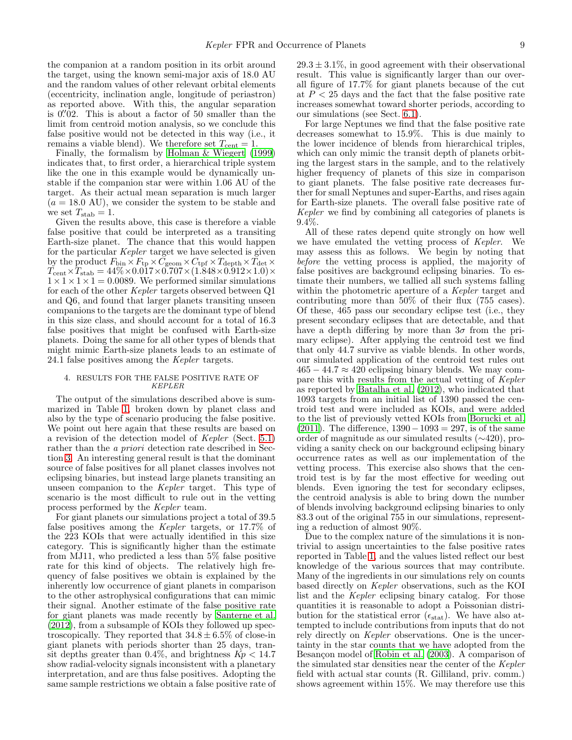the companion at a random position in its orbit around the target, using the known semi-major axis of 18.0 AU and the random values of other relevant orbital elements (eccentricity, inclination angle, longitude of periastron) as reported above. With this, the angular separation is $0\farcs02$. This is about a factor of 50 smaller than the limit from centroid motion analysis, so we conclude this false positive would not be detected in this way (i.e., it remains a viable blend). We therefore set $T_{\rm cent} = 1$.

Finally, the formalism by Holman & Wiegert (1999) indicates that, to first order, a hierarchical triple system like the one in this example would be dynamically unstable if the companion star were within 1.06 AU of the target. As their actual mean separation is much larger ($a = 18.0$ AU), we consider the system to be stable and we set $T_{\rm stab} = 1$.

Given the results above, this case is therefore a viable false positive that could be interpreted as a transiting Earth-size planet. The chance that this would happen for the particular *Kepler* target we have selected is given by the product $F_{\rm bin} \times F_{\rm tp} \times C_{\rm geom} \times C_{\rm tpf} \times T_{\rm depth} \times T_{\rm det} \times T_{\rm cent} \times T_{\rm stab} = 44\% \times 0.017 \times 0.707 \times (1.848 \times 0.912 \times 1.0) \times 1 \times 1 \times 1 \times 1 = 0.0089$. We performed similar simulations for each of the other *Kepler* targets observed between Q1 and Q6, and found that larger planets transiting unseen companions to the targets are the dominant type of blend in this size class, and should account for a total of 16.3 false positives that might be confused with Earth-size planets. Doing the same for all other types of blends that might mimic Earth-size planets leads to an estimate of 24.1 false positives among the *Kepler* targets.

## 4. RESULTS FOR THE FALSE POSITIVE RATE OF *KEPLER*

The output of the simulations described above is summarized in Table 1, broken down by planet class and also by the type of scenario producing the false positive. We point out here again that these results are based on a revision of the detection model of *Kepler* (Sect. 5.1) rather than the *a priori* detection rate described in Section 3. An interesting general result is that the dominant source of false positives for all planet classes involves not eclipsing binaries, but instead large planets transiting an unseen companion to the *Kepler* target. This type of scenario is the most difficult to rule out in the vetting process performed by the *Kepler* team.

For giant planets our simulations project a total of 39.5 false positives among the *Kepler* targets, or 17.7% of the 223 KOIs that were actually identified in this size category. This is significantly higher than the estimate from MJ11, who predicted a less than 5% false positive rate for this kind of objects. The relatively high frequency of false positives we obtain is explained by the inherently low occurrence of giant planets in comparison to the other astrophysical configurations that can mimic their signal. Another estimate of the false positive rate for giant planets was made recently by Santerne et al. (2012), from a subsample of KOIs they followed up spectroscopically. They reported that $34.8 \pm 6.5\%$ of close-in giant planets with periods shorter than 25 days, transit depths greater than 0.4%, and brightness $Kp < 14.7$ show radial-velocity signals inconsistent with a planetary interpretation, and are thus false positives. Adopting the same sample restrictions we obtain a false positive rate of $29.3 \pm 3.1\%$, in good agreement with their observational result. This value is significantly larger than our overall figure of 17.7% for giant planets because of the cut at $P < 25$ days and the fact that the false positive rate increases somewhat toward shorter periods, according to our simulations (see Sect. 6.1).

For large Neptunes we find that the false positive rate decreases somewhat to 15.9%. This is due mainly to the lower incidence of blends from hierarchical triples, which can only mimic the transit depth of planets orbiting the largest stars in the sample, and to the relatively higher frequency of planets of this size in comparison to giant planets. The false positive rate decreases further for small Neptunes and super-Earths, and rises again for Earth-size planets. The overall false positive rate of *Kepler* we find by combining all categories of planets is 9.4%.

All of these rates depend quite strongly on how well we have emulated the vetting process of *Kepler*. We may assess this as follows. We begin by noting that *before* the vetting process is applied, the majority of false positives are background eclipsing binaries. To estimate their numbers, we tallied all such systems falling within the photometric aperture of a *Kepler* target and contributing more than 50% of their flux (755 cases). Of these, 465 pass our secondary eclipse test (i.e., they present secondary eclipses that are detectable, and that have a depth differing by more than $3\sigma$ from the primary eclipse). After applying the centroid test we find that only 44.7 survive as viable blends. In other words, our simulated application of the centroid test rules out $465 - 44.7 \approx 420$ eclipsing binary blends. We may compare this with results from the actual vetting of *Kepler* as reported by Batalha et al. (2012), who indicated that 1093 targets from an initial list of 1390 passed the centroid test and were included as KOIs, and were added to the list of previously vetted KOIs from Borucki et al. (2011). The difference, $1390 - 1093 = 297$, is of the same order of magnitude as our simulated results ($\sim$420), providing a sanity check on our background eclipsing binary occurrence rates as well as our implementation of the vetting process. This exercise also shows that the centroid test is by far the most effective for weeding out blends. Even ignoring the test for secondary eclipses, the centroid analysis is able to bring down the number of blends involving background eclipsing binaries to only 83.3 out of the original 755 in our simulations, representing a reduction of almost 90%.

Due to the complex nature of the simulations it is nontrivial to assign uncertainties to the false positive rates reported in Table 1, and the values listed reflect our best knowledge of the various sources that may contribute. Many of the ingredients in our simulations rely on counts based directly on *Kepler* observations, such as the KOI list and the *Kepler* eclipsing binary catalog. For those quantities it is reasonable to adopt a Poissonian distribution for the statistical error ($\epsilon_{\rm stat}$). We have also attempted to include contributions from inputs that do not rely directly on *Kepler* observations. One is the uncertainty in the star counts that we have adopted from the Besançon model of Robin et al. (2003). A comparison of the simulated star densities near the center of the *Kepler* field with actual star counts (R. Gilliland, priv. comm.) shows agreement within 15%. We may therefore use this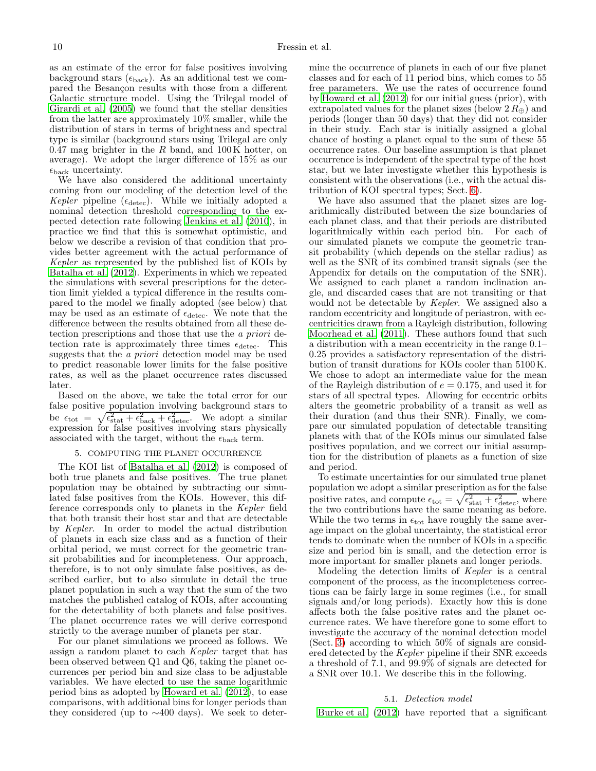as an estimate of the error for false positives involving background stars ($\epsilon_{\rm back}$). As an additional test we compared the Besançon results with those from a different Galactic structure model. Using the Trilegal model of Girardi et al. (2005) we found that the stellar densities from the latter are approximately 10% smaller, while the distribution of stars in terms of brightness and spectral type is similar (background stars using Trilegal are only 0.47 mag brighter in the $R$ band, and 100 K hotter, on average). We adopt the larger difference of 15% as our $\epsilon_{\rm back}$ uncertainty.

We have also considered the additional uncertainty coming from our modeling of the detection level of the *Kepler* pipeline ($\epsilon_{\rm detec}$). While we initially adopted a nominal detection threshold corresponding to the expected detection rate following Jenkins et al. (2010), in practice we find that this is somewhat optimistic, and below we describe a revision of that condition that provides better agreement with the actual performance of *Kepler* as represented by the published list of KOIs by Batalha et al. (2012). Experiments in which we repeated the simulations with several prescriptions for the detection limit yielded a typical difference in the results compared to the model we finally adopted (see below) that may be used as an estimate of $\epsilon_{\rm detec}$. We note that the difference between the results obtained from all these detection prescriptions and those that use the *a priori* detection rate is approximately three times $\epsilon_{\rm detec}$. This suggests that the *a priori* detection model may be used to predict reasonable lower limits for the false positive rates, as well as the planet occurrence rates discussed later.

Based on the above, we take the total error for our false positive population involving background stars to be $\epsilon_{\rm tot} = \sqrt{\epsilon_{\rm stat}^2 + \epsilon_{\rm back}^2 + \epsilon_{\rm detec}^2}$. We adopt a similar expression for false positives involving stars physically associated with the target, without the $\epsilon_{\rm back}$ term.

## 5. COMPUTING THE PLANET OCCURRENCE

The KOI list of Batalha et al. (2012) is composed of both true planets and false positives. The true planet population may be obtained by subtracting our simulated false positives from the KOIs. However, this difference corresponds only to planets in the *Kepler* field that both transit their host star and that are detectable by *Kepler*. In order to model the actual distribution of planets in each size class and as a function of their orbital period, we must correct for the geometric transit probabilities and for incompleteness. Our approach, therefore, is to not only simulate false positives, as described earlier, but to also simulate in detail the true planet population in such a way that the sum of the two matches the published catalog of KOIs, after accounting for the detectability of both planets and false positives. The planet occurrence rates we will derive correspond strictly to the average number of planets per star.

For our planet simulations we proceed as follows. We assign a random planet to each *Kepler* target that has been observed between Q1 and Q6, taking the planet occurrences per period bin and size class to be adjustable variables. We have elected to use the same logarithmic period bins as adopted by Howard et al. (2012), to ease comparisons, with additional bins for longer periods than they considered (up to $\sim$400 days). We seek to determine the occurrence of planets in each of our five planet classes and for each of 11 period bins, which comes to 55 free parameters. We use the rates of occurrence found by Howard et al. (2012) for our initial guess (prior), with extrapolated values for the planet sizes (below $2\,R_{\oplus}$) and periods (longer than 50 days) that they did not consider in their study. Each star is initially assigned a global chance of hosting a planet equal to the sum of these 55 occurrence rates. Our baseline assumption is that planet occurrence is independent of the spectral type of the host star, but we later investigate whether this hypothesis is consistent with the observations (i.e., with the actual distribution of KOI spectral types; Sect. 6).

We have also assumed that the planet sizes are logarithmically distributed between the size boundaries of each planet class, and that their periods are distributed logarithmically within each period bin. For each of our simulated planets we compute the geometric transit probability (which depends on the stellar radius) as well as the SNR of its combined transit signals (see the Appendix for details on the computation of the SNR). We assigned to each planet a random inclination angle, and discarded cases that are not transiting or that would not be detectable by *Kepler*. We assigned also a random eccentricity and longitude of periastron, with eccentricities drawn from a Rayleigh distribution, following Moorhead et al. (2011). These authors found that such a distribution with a mean eccentricity in the range 0.1–0.25 provides a satisfactory representation of the distribution of transit durations for KOIs cooler than 5100 K. We chose to adopt an intermediate value for the mean of the Rayleigh distribution of $e = 0.175$, and used it for stars of all spectral types. Allowing for eccentric orbits alters the geometric probability of a transit as well as their duration (and thus their SNR). Finally, we compare our simulated population of detectable transiting planets with that of the KOIs minus our simulated false positives population, and we correct our initial assumption for the distribution of planets as a function of size and period.

To estimate uncertainties for our simulated true planet population we adopt a similar prescription as for the false positive rates, and compute $\epsilon_{\rm tot} = \sqrt{\epsilon_{\rm stat}^2 + \epsilon_{\rm detec}^2}$, where the two contributions have the same meaning as before. While the two terms in $\epsilon_{\rm tot}$ have roughly the same average impact on the global uncertainty, the statistical error tends to dominate when the number of KOIs in a specific size and period bin is small, and the detection error is more important for smaller planets and longer periods.

Modeling the detection limits of *Kepler* is a central component of the process, as the incompleteness corrections can be fairly large in some regimes (i.e., for small signals and/or long periods). Exactly how this is done affects both the false positive rates and the planet occurrence rates. We have therefore gone to some effort to investigate the accuracy of the nominal detection model (Sect. 3) according to which 50% of signals are considered detected by the *Kepler* pipeline if their SNR exceeds a threshold of 7.1, and 99.9% of signals are detected for a SNR over 10.1. We describe this in the following.

### 5.1. *Detection model*

Burke et al. (2012) have reported that a significant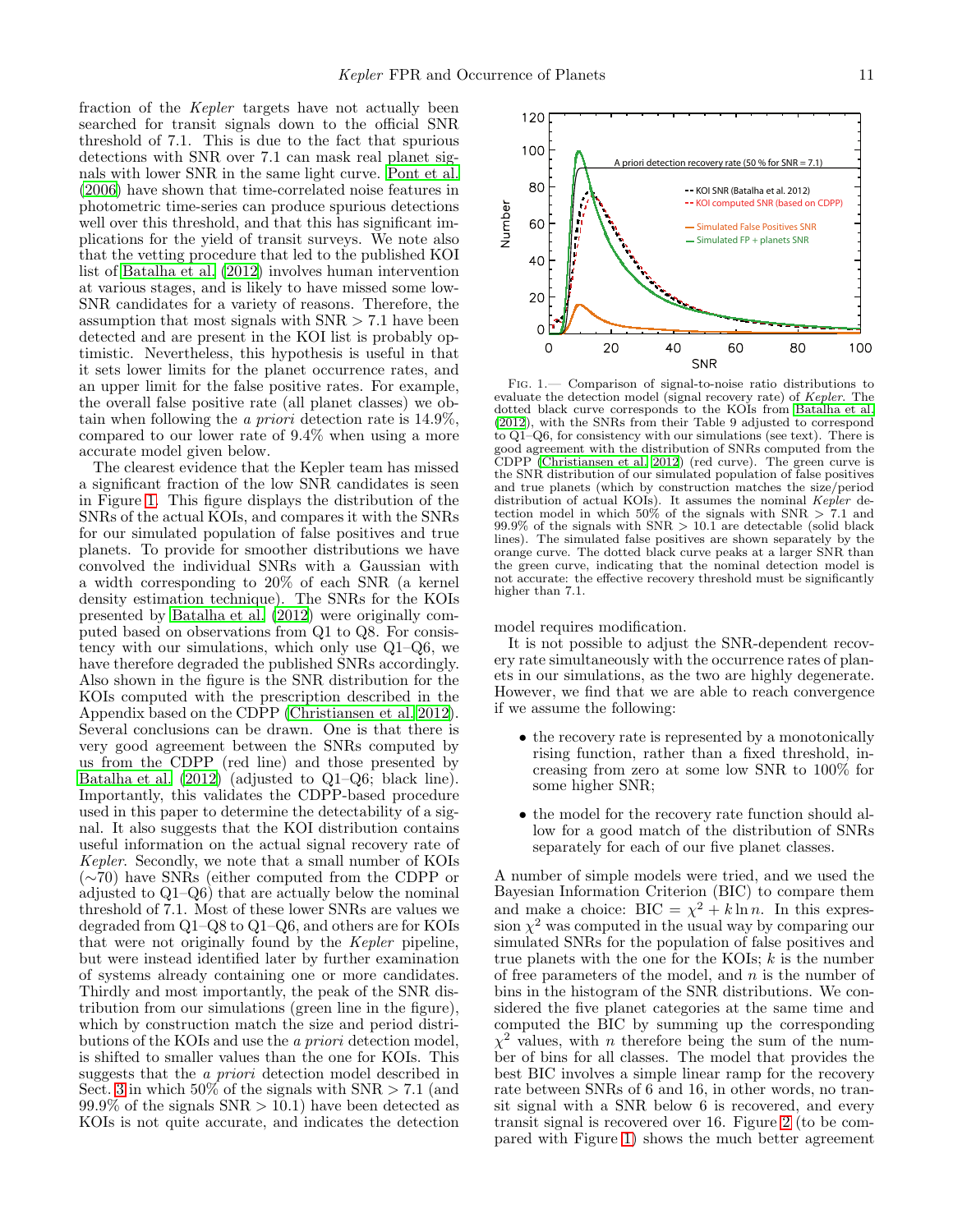fraction of the *Kepler* targets have not actually been searched for transit signals down to the official SNR threshold of 7.1. This is due to the fact that spurious detections with SNR over 7.1 can mask real planet signals with lower SNR in the same light curve. Pont et al. (2006) have shown that time-correlated noise features in photometric time-series can produce spurious detections well over this threshold, and that this has significant implications for the yield of transit surveys. We note also that the vetting procedure that led to the published KOI list of Batalha et al. (2012) involves human intervention at various stages, and is likely to have missed some low-SNR candidates for a variety of reasons. Therefore, the assumption that most signals with SNR > 7.1 have been detected and are present in the KOI list is probably optimistic. Nevertheless, this hypothesis is useful in that it sets lower limits for the planet occurrence rates, and an upper limit for the false positive rates. For example, the overall false positive rate (all planet classes) we obtain when following the *a priori* detection rate is 14.9%, compared to our lower rate of 9.4% when using a more accurate model given below.

The clearest evidence that the Kepler team has missed a significant fraction of the low SNR candidates is seen in Figure 1. This figure displays the distribution of the SNRs of the actual KOIs, and compares it with the SNRs for our simulated population of false positives and true planets. To provide for smoother distributions we have convolved the individual SNRs with a Gaussian with a width corresponding to 20% of each SNR (a kernel density estimation technique). The SNRs for the KOIs presented by Batalha et al. (2012) were originally computed based on observations from Q1 to Q8. For consistency with our simulations, which only use Q1–Q6, we have therefore degraded the published SNRs accordingly. Also shown in the figure is the SNR distribution for the KOIs computed with the prescription described in the Appendix based on the CDPP (Christiansen et al. 2012). Several conclusions can be drawn. One is that there is very good agreement between the SNRs computed by us from the CDPP (red line) and those presented by Batalha et al. (2012) (adjusted to Q1–Q6; black line). Importantly, this validates the CDPP-based procedure used in this paper to determine the detectability of a signal. It also suggests that the KOI distribution contains useful information on the actual signal recovery rate of *Kepler*. Secondly, we note that a small number of KOIs (∼70) have SNRs (either computed from the CDPP or adjusted to Q1–Q6) that are actually below the nominal threshold of 7.1. Most of these lower SNRs are values we degraded from Q1–Q8 to Q1–Q6, and others are for KOIs that were not originally found by the *Kepler* pipeline, but were instead identified later by further examination of systems already containing one or more candidates. Thirdly and most importantly, the peak of the SNR distribution from our simulations (green line in the figure), which by construction match the size and period distributions of the KOIs and use the *a priori* detection model, is shifted to smaller values than the one for KOIs. This suggests that the *a priori* detection model described in Sect. 3 in which 50% of the signals with SNR > 7.1 (and 99.9% of the signals SNR > 10.1) have been detected as KOIs is not quite accurate, and indicates the detection model requires modification.

Fig. 1.— Comparison of signal-to-noise ratio distributions to evaluate the detection model (signal recovery rate) of *Kepler*. The dotted black curve corresponds to the KOIs from Batalha et al. (2012), with the SNRs from their Table 9 adjusted to correspond to Q1–Q6, for consistency with our simulations (see text). There is good agreement with the distribution of SNRs computed from the CDPP (Christiansen et al. 2012) (red curve). The green curve is the SNR distribution of our simulated population of false positives and true planets (which by construction matches the size/period distribution of actual KOIs). It assumes the nominal *Kepler* detection model in which 50% of the signals with SNR > 7.1 and 99.9% of the signals with SNR > 10.1 are detectable (solid black lines). The simulated false positives are shown separately by the orange curve. The dotted black curve peaks at a larger SNR than the green curve, indicating that the nominal detection model is not accurate: the effective recovery threshold must be significantly higher than 7.1.

It is not possible to adjust the SNR-dependent recovery rate simultaneously with the occurrence rates of planets in our simulations, as the two are highly degenerate. However, we find that we are able to reach convergence if we assume the following:

- the recovery rate is represented by a monotonically rising function, rather than a fixed threshold, increasing from zero at some low SNR to 100% for some higher SNR;
- the model for the recovery rate function should allow for a good match of the distribution of SNRs separately for each of our five planet classes.

A number of simple models were tried, and we used the Bayesian Information Criterion (BIC) to compare them and make a choice: $\mathrm{BIC} = \chi^2 + k \ln n$. In this expression $\chi^2$ was computed in the usual way by comparing our simulated SNRs for the population of false positives and true planets with the one for the KOIs; $k$ is the number of free parameters of the model, and $n$ is the number of bins in the histogram of the SNR distributions. We considered the five planet categories at the same time and computed the BIC by summing up the corresponding $\chi^2$ values, with $n$ therefore being the sum of the number of bins for all classes. The model that provides the best BIC involves a simple linear ramp for the recovery rate between SNRs of 6 and 16, in other words, no transit signal with a SNR below 6 is recovered, and every transit signal is recovered over 16. Figure 2 (to be compared with Figure 1) shows the much better agreement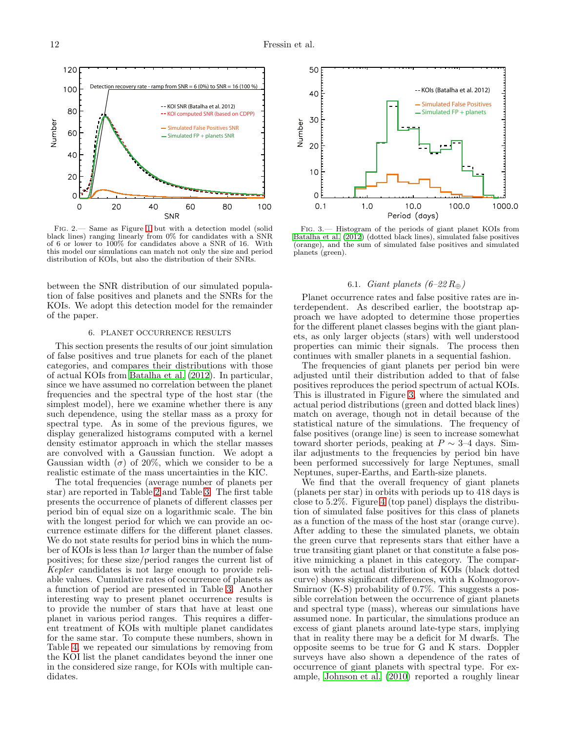Fig. 2.— Same as Figure 1 but with a detection model (solid black lines) ranging linearly from 0% for candidates with a SNR of 6 or lower to 100% for candidates above a SNR of 16. With this model our simulations can match not only the size and period distribution of KOIs, but also the distribution of their SNRs.

Fig. 3.— Histogram of the periods of giant planet KOIs from Batalha et al. (2012) (dotted black lines), simulated false positives (orange), and the sum of simulated false positives and simulated planets (green).

between the SNR distribution of our simulated population of false positives and planets and the SNRs for the KOIs. We adopt this detection model for the remainder of the paper.

## 6. PLANET OCCURRENCE RESULTS

This section presents the results of our joint simulation of false positives and true planets for each of the planet categories, and compares their distributions with those of actual KOIs from Batalha et al. (2012). In particular, since we have assumed no correlation between the planet frequencies and the spectral type of the host star (the simplest model), here we examine whether there is any such dependence, using the stellar mass as a proxy for spectral type. As in some of the previous figures, we display generalized histograms computed with a kernel density estimator approach in which the stellar masses are convolved with a Gaussian function. We adopt a Gaussian width ($\sigma$) of 20%, which we consider to be a realistic estimate of the mass uncertainties in the KIC.

The total frequencies (average number of planets per star) are reported in Table 2 and Table 3. The first table presents the occurrence of planets of different classes per period bin of equal size on a logarithmic scale. The bin with the longest period for which we can provide an occurrence estimate differs for the different planet classes. We do not state results for period bins in which the number of KOIs is less than $1\sigma$ larger than the number of false positives; for these size/period ranges the current list of *Kepler* candidates is not large enough to provide reliable values. Cumulative rates of occurrence of planets as a function of period are presented in Table 3. Another interesting way to present planet occurrence results is to provide the number of stars that have at least one planet in various period ranges. This requires a different treatment of KOIs with multiple planet candidates for the same star. To compute these numbers, shown in Table 4, we repeated our simulations by removing from the KOI list the planet candidates beyond the inner one in the considered size range, for KOIs with multiple candidates.

### 6.1. *Giant planets (6–22 $R_\oplus$)*

Planet occurrence rates and false positive rates are interdependent. As described earlier, the bootstrap approach we have adopted to determine those properties for the different planet classes begins with the giant planets, as only larger objects (stars) with well understood properties can mimic their signals. The process then continues with smaller planets in a sequential fashion.

The frequencies of giant planets per period bin were adjusted until their distribution added to that of false positives reproduces the period spectrum of actual KOIs. This is illustrated in Figure 3, where the simulated and actual period distributions (green and dotted black lines) match on average, though not in detail because of the statistical nature of the simulations. The frequency of false positives (orange line) is seen to increase somewhat toward shorter periods, peaking at $P \sim 3$–4 days. Similar adjustments to the frequencies by period bin have been performed successively for large Neptunes, small Neptunes, super-Earths, and Earth-size planets.

We find that the overall frequency of giant planets (planets per star) in orbits with periods up to 418 days is close to 5.2%. Figure 4 (top panel) displays the distribution of simulated false positives for this class of planets as a function of the mass of the host star (orange curve). After adding to these the simulated planets, we obtain the green curve that represents stars that either have a true transiting giant planet or that constitute a false positive mimicking a planet in this category. The comparison with the actual distribution of KOIs (black dotted curve) shows significant differences, with a Kolmogorov-Smirnov (K-S) probability of 0.7%. This suggests a possible correlation between the occurrence of giant planets and spectral type (mass), whereas our simulations have assumed none. In particular, the simulations produce an excess of giant planets around late-type stars, implying that in reality there may be a deficit for M dwarfs. The opposite seems to be true for G and K stars. Doppler surveys have also shown a dependence of the rates of occurrence of giant planets with spectral type. For example, Johnson et al. (2010) reported a roughly linear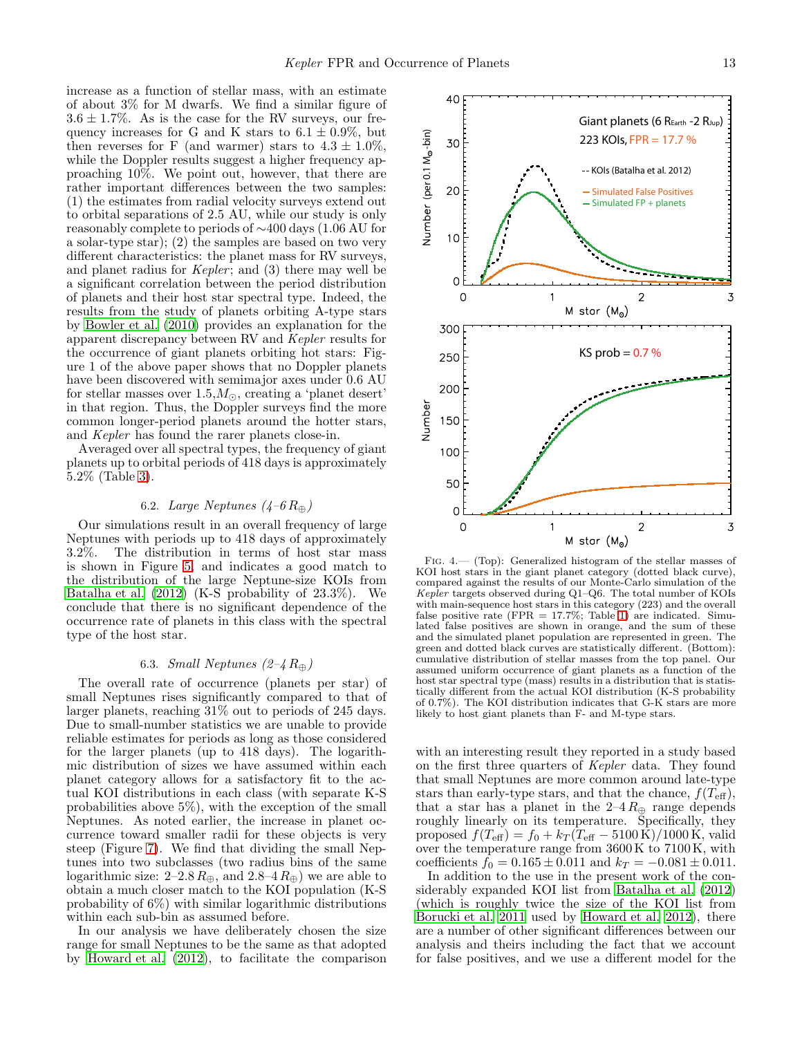increase as a function of stellar mass, with an estimate of about 3% for M dwarfs. We find a similar figure of $3.6 \pm 1.7\%$. As is the case for the RV surveys, our frequency increases for G and K stars to $6.1 \pm 0.9\%$, but then reverses for F (and warmer) stars to $4.3 \pm 1.0\%$, while the Doppler results suggest a higher frequency approaching 10%. We point out, however, that there are rather important differences between the two samples: (1) the estimates from radial velocity surveys extend out to orbital separations of 2.5 AU, while our study is only reasonably complete to periods of ~400 days (1.06 AU for a solar-type star); (2) the samples are based on two very different characteristics: the planet mass for RV surveys, and planet radius for *Kepler*; and (3) there may well be a significant correlation between the period distribution of planets and their host star spectral type. Indeed, the results from the study of planets orbiting A-type stars by Bowler et al. (2010) provides an explanation for the apparent discrepancy between RV and *Kepler* results for the occurrence of giant planets orbiting hot stars: Figure 1 of the above paper shows that no Doppler planets have been discovered with semimajor axes under 0.6 AU for stellar masses over $1.5 M_{\odot}$, creating a 'planet desert' in that region. Thus, the Doppler surveys find the more common longer-period planets around the hotter stars, and *Kepler* has found the rarer planets close-in.

Averaged over all spectral types, the frequency of giant planets up to orbital periods of 418 days is approximately 5.2% (Table 3).

### 6.2. *Large Neptunes (4–6 $R_{\oplus}$)*

Our simulations result in an overall frequency of large Neptunes with periods up to 418 days of approximately 3.2%. The distribution in terms of host star mass is shown in Figure 5, and indicates a good match to the distribution of the large Neptune-size KOIs from Batalha et al. (2012) (K-S probability of 23.3%). We conclude that there is no significant dependence of the occurrence rate of planets in this class with the spectral type of the host star.

### 6.3. *Small Neptunes (2–4 $R_{\oplus}$)*

The overall rate of occurrence (planets per star) of small Neptunes rises significantly compared to that of larger planets, reaching 31% out to periods of 245 days. Due to small-number statistics we are unable to provide reliable estimates for periods as long as those considered for the larger planets (up to 418 days). The logarithmic distribution of sizes we have assumed within each planet category allows for a satisfactory fit to the actual KOI distributions in each class (with separate K-S probabilities above 5%), with the exception of the small Neptunes. As noted earlier, the increase in planet occurrence toward smaller radii for these objects is very steep (Figure 7). We find that dividing the small Neptunes into two subclasses (two radius bins of the same logarithmic size: 2–2.8 $R_{\oplus}$, and 2.8–4 $R_{\oplus}$) we are able to obtain a much closer match to the KOI population (K-S probability of 6%) with similar logarithmic distributions within each sub-bin as assumed before.

In our analysis we have deliberately chosen the size range for small Neptunes to be the same as that adopted by Howard et al. (2012), to facilitate the comparison

Fig. 4.— (Top): Generalized histogram of the stellar masses of KOI host stars in the giant planet category (dotted black curve), compared against the results of our Monte-Carlo simulation of the *Kepler* targets observed during Q1–Q6. The total number of KOIs with main-sequence host stars in this category (223) and the overall false positive rate (FPR = 17.7%; Table 1) are indicated. Simulated false positives are shown in orange, and the sum of these and the simulated planet population are represented in green. The green and dotted black curves are statistically different. (Bottom): cumulative distribution of stellar masses from the top panel. Our assumed uniform occurrence of giant planets as a function of the host star spectral type (mass) results in a distribution that is statistically different from the actual KOI distribution (K-S probability of 0.7%). The KOI distribution indicates that G-K stars are more likely to host giant planets than F- and M-type stars.

with an interesting result they reported in a study based on the first three quarters of *Kepler* data. They found that small Neptunes are more common around late-type stars than early-type stars, and that the chance, $f(T_{\rm eff})$, that a star has a planet in the 2–4 $R_{\oplus}$ range depends roughly linearly on its temperature. Specifically, they proposed $f(T_{\rm eff}) = f_0 + k_T(T_{\rm eff} - 5100\,{\rm K})/1000\,{\rm K}$, valid over the temperature range from 3600 K to 7100 K, with coefficients $f_0 = 0.165 \pm 0.011$ and $k_T = -0.081 \pm 0.011$.

In addition to the use in the present work of the considerably expanded KOI list from Batalha et al. (2012) (which is roughly twice the size of the KOI list from Borucki et al. 2011 used by Howard et al. 2012), there are a number of other significant differences between our analysis and theirs including the fact that we account for false positives, and we use a different model for the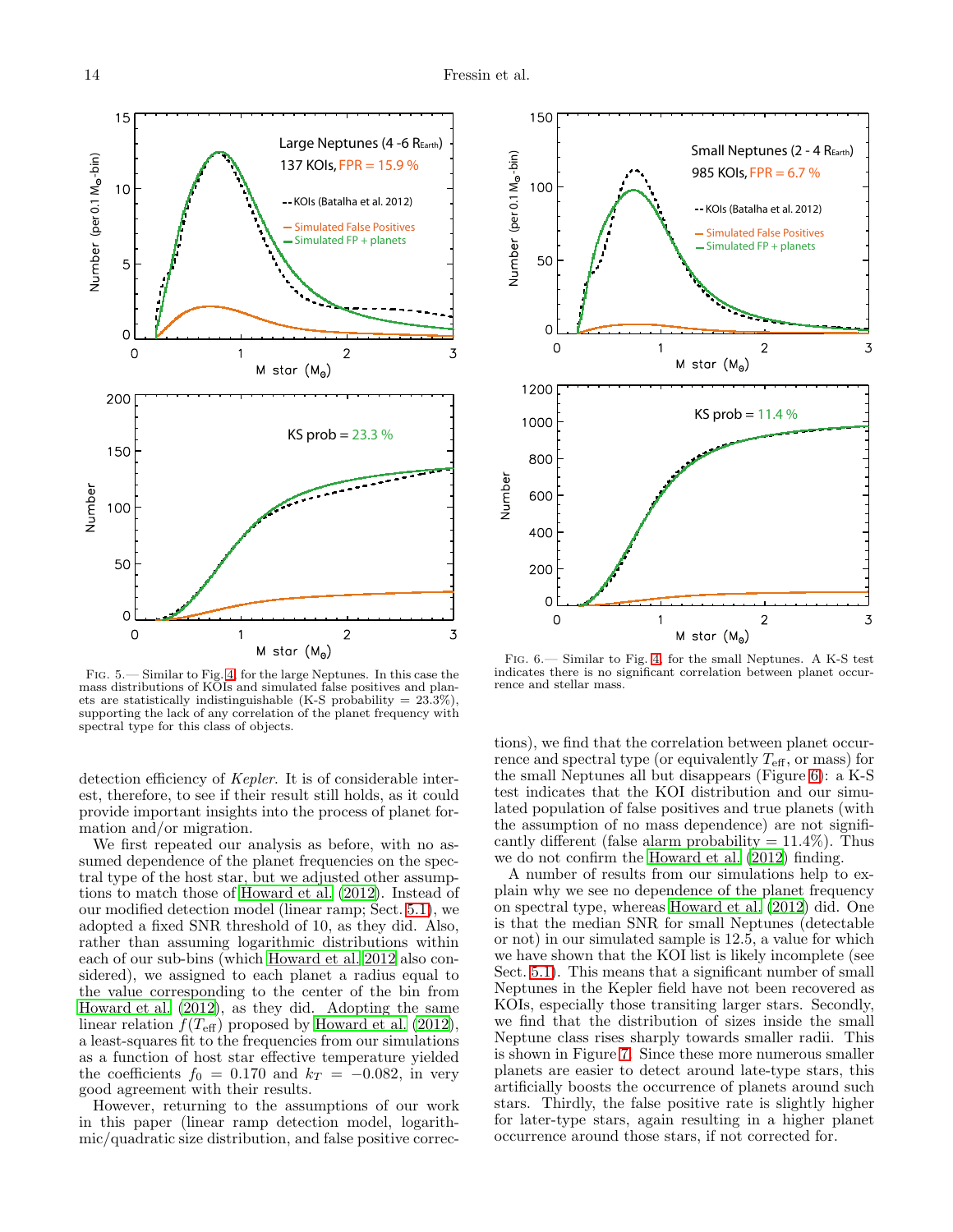Fig. 5.— Similar to Fig. 4, for the large Neptunes. In this case the mass distributions of KOIs and simulated false positives and planets are statistically indistinguishable (K-S probability = 23.3%), supporting the lack of any correlation of the planet frequency with spectral type for this class of objects.

Fig. 6.— Similar to Fig. 4, for the small Neptunes. A K-S test indicates there is no significant correlation between planet occurrence and stellar mass.

detection efficiency of *Kepler*. It is of considerable interest, therefore, to see if their result still holds, as it could provide important insights into the process of planet formation and/or migration.

We first repeated our analysis as before, with no assumed dependence of the planet frequencies on the spectral type of the host star, but we adjusted other assumptions to match those of Howard et al. (2012). Instead of our modified detection model (linear ramp; Sect. 5.1), we adopted a fixed SNR threshold of 10, as they did. Also, rather than assuming logarithmic distributions within each of our sub-bins (which Howard et al. 2012 also considered), we assigned to each planet a radius equal to the value corresponding to the center of the bin from Howard et al. (2012), as they did. Adopting the same linear relation $f(T_{\rm eff})$ proposed by Howard et al. (2012), a least-squares fit to the frequencies from our simulations as a function of host star effective temperature yielded the coefficients $f_0 = 0.170$ and $k_T = -0.082$, in very good agreement with their results.

However, returning to the assumptions of our work in this paper (linear ramp detection model, logarithmic/quadratic size distribution, and false positive corrections), we find that the correlation between planet occurrence and spectral type (or equivalently $T_{\rm eff}$, or mass) for the small Neptunes all but disappears (Figure 6): a K-S test indicates that the KOI distribution and our simulated population of false positives and true planets (with the assumption of no mass dependence) are not significantly different (false alarm probability = 11.4%). Thus we do not confirm the Howard et al. (2012) finding.

A number of results from our simulations help to explain why we see no dependence of the planet frequency on spectral type, whereas Howard et al. (2012) did. One is that the median SNR for small Neptunes (detectable or not) in our simulated sample is 12.5, a value for which we have shown that the KOI list is likely incomplete (see Sect. 5.1). This means that a significant number of small Neptunes in the Kepler field have not been recovered as KOIs, especially those transiting larger stars. Secondly, we find that the distribution of sizes inside the small Neptune class rises sharply towards smaller radii. This is shown in Figure 7. Since these more numerous smaller planets are easier to detect around late-type stars, this artificially boosts the occurrence of planets around such stars. Thirdly, the false positive rate is slightly higher for later-type stars, again resulting in a higher planet occurrence around those stars, if not corrected for.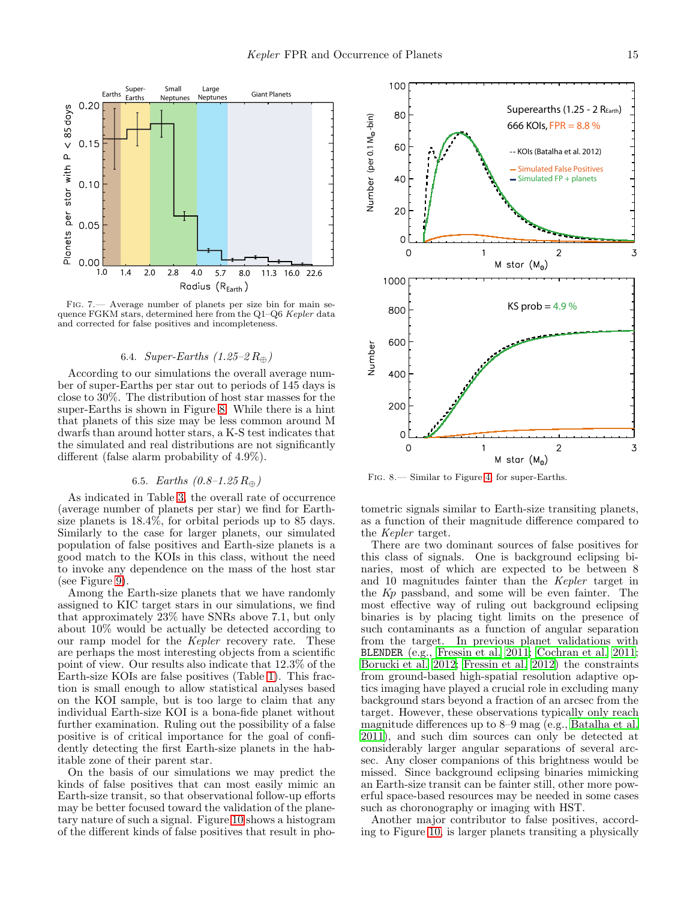FIG. 7.— Average number of planets per size bin for main sequence FGKM stars, determined here from the Q1–Q6 *Kepler* data and corrected for false positives and incompleteness.

### 6.4. *Super-Earths (1.25–2 $R_\oplus$)*

According to our simulations the overall average number of super-Earths per star out to periods of 145 days is close to 30%. The distribution of host star masses for the super-Earths is shown in Figure 8. While there is a hint that planets of this size may be less common around M dwarfs than around hotter stars, a K-S test indicates that the simulated and real distributions are not significantly different (false alarm probability of 4.9%).

### 6.5. *Earths (0.8–1.25 $R_\oplus$)*

As indicated in Table 3, the overall rate of occurrence (average number of planets per star) we find for Earth-size planets is 18.4%, for orbital periods up to 85 days. Similarly to the case for larger planets, our simulated population of false positives and Earth-size planets is a good match to the KOIs in this class, without the need to invoke any dependence on the mass of the host star (see Figure 9).

Among the Earth-size planets that we have randomly assigned to KIC target stars in our simulations, we find that approximately 23% have SNRs above 7.1, but only about 10% would be actually be detected according to our ramp model for the *Kepler* recovery rate. These are perhaps the most interesting objects from a scientific point of view. Our results also indicate that 12.3% of the Earth-size KOIs are false positives (Table 1). This fraction is small enough to allow statistical analyses based on the KOI sample, but is too large to claim that any individual Earth-size KOI is a bona-fide planet without further examination. Ruling out the possibility of a false positive is of critical importance for the goal of confidently detecting the first Earth-size planets in the habitable zone of their parent star.

On the basis of our simulations we may predict the kinds of false positives that can most easily mimic an Earth-size transit, so that observational follow-up efforts may be better focused toward the validation of the planetary nature of such a signal. Figure 10 shows a histogram of the different kinds of false positives that result in photometric signals similar to Earth-size transiting planets, as a function of their magnitude difference compared to the *Kepler* target.

FIG. 8.— Similar to Figure 4, for super-Earths.

There are two dominant sources of false positives for this class of signals. One is background eclipsing binaries, most of which are expected to be between 8 and 10 magnitudes fainter than the *Kepler* target in the *Kp* passband, and some will be even fainter. The most effective way of ruling out background eclipsing binaries is by placing tight limits on the presence of such contaminants as a function of angular separation from the target. In previous planet validations with `BLENDER` (e.g., Fressin et al. 2011; Cochran et al. 2011; Borucki et al. 2012; Fressin et al. 2012) the constraints from ground-based high-spatial resolution adaptive optics imaging have played a crucial role in excluding many background stars beyond a fraction of an arcsec from the target. However, these observations typically only reach magnitude differences up to 8–9 mag (e.g., Batalha et al. 2011), and such dim sources can only be detected at considerably larger angular separations of several arcsec. Any closer companions of this brightness would be missed. Since background eclipsing binaries mimicking an Earth-size transit can be fainter still, other more powerful space-based resources may be needed in some cases such as choronography or imaging with HST.

Another major contributor to false positives, according to Figure 10, is larger planets transiting a physically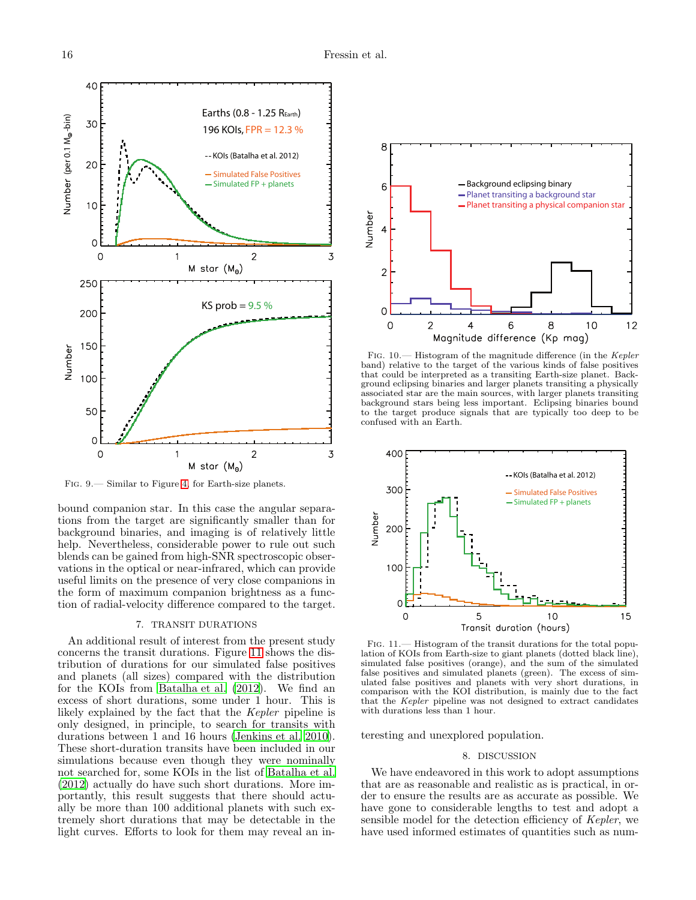Fig. 9.— Similar to Figure 4 for Earth-size planets.

bound companion star. In this case the angular separations from the target are significantly smaller than for background binaries, and imaging is of relatively little help. Nevertheless, considerable power to rule out such blends can be gained from high-SNR spectroscopic observations in the optical or near-infrared, which can provide useful limits on the presence of very close companions in the form of maximum companion brightness as a function of radial-velocity difference compared to the target.

## 7. TRANSIT DURATIONS

An additional result of interest from the present study concerns the transit durations. Figure 11 shows the distribution of durations for our simulated false positives and planets (all sizes) compared with the distribution for the KOIs from Batalha et al. (2012). We find an excess of short durations, some under 1 hour. This is likely explained by the fact that the *Kepler* pipeline is only designed, in principle, to search for transits with durations between 1 and 16 hours (Jenkins et al. 2010). These short-duration transits have been included in our simulations because even though they were nominally not searched for, some KOIs in the list of Batalha et al. (2012) actually do have such short durations. More importantly, this result suggests that there should actually be more than 100 additional planets with such extremely short durations that may be detectable in the light curves. Efforts to look for them may reveal an interesting and unexplored population.

Fig. 10.— Histogram of the magnitude difference (in the *Kepler* band) relative to the target of the various kinds of false positives that could be interpreted as a transiting Earth-size planet. Background eclipsing binaries and larger planets transiting a physically associated star are the main sources, with larger planets transiting background stars being less important. Eclipsing binaries bound to the target produce signals that are typically too deep to be confused with an Earth.

Fig. 11.— Histogram of the transit durations for the total population of KOIs from Earth-size to giant planets (dotted black line), simulated false positives (orange), and the sum of the simulated false positives and simulated planets (green). The excess of simulated false positives and planets with very short durations, in comparison with the KOI distribution, is mainly due to the fact that the *Kepler* pipeline was not designed to extract candidates with durations less than 1 hour.

## 8. DISCUSSION

We have endeavored in this work to adopt assumptions that are as reasonable and realistic as is practical, in order to ensure the results are as accurate as possible. We have gone to considerable lengths to test and adopt a sensible model for the detection efficiency of *Kepler*, we have used informed estimates of quantities such as num-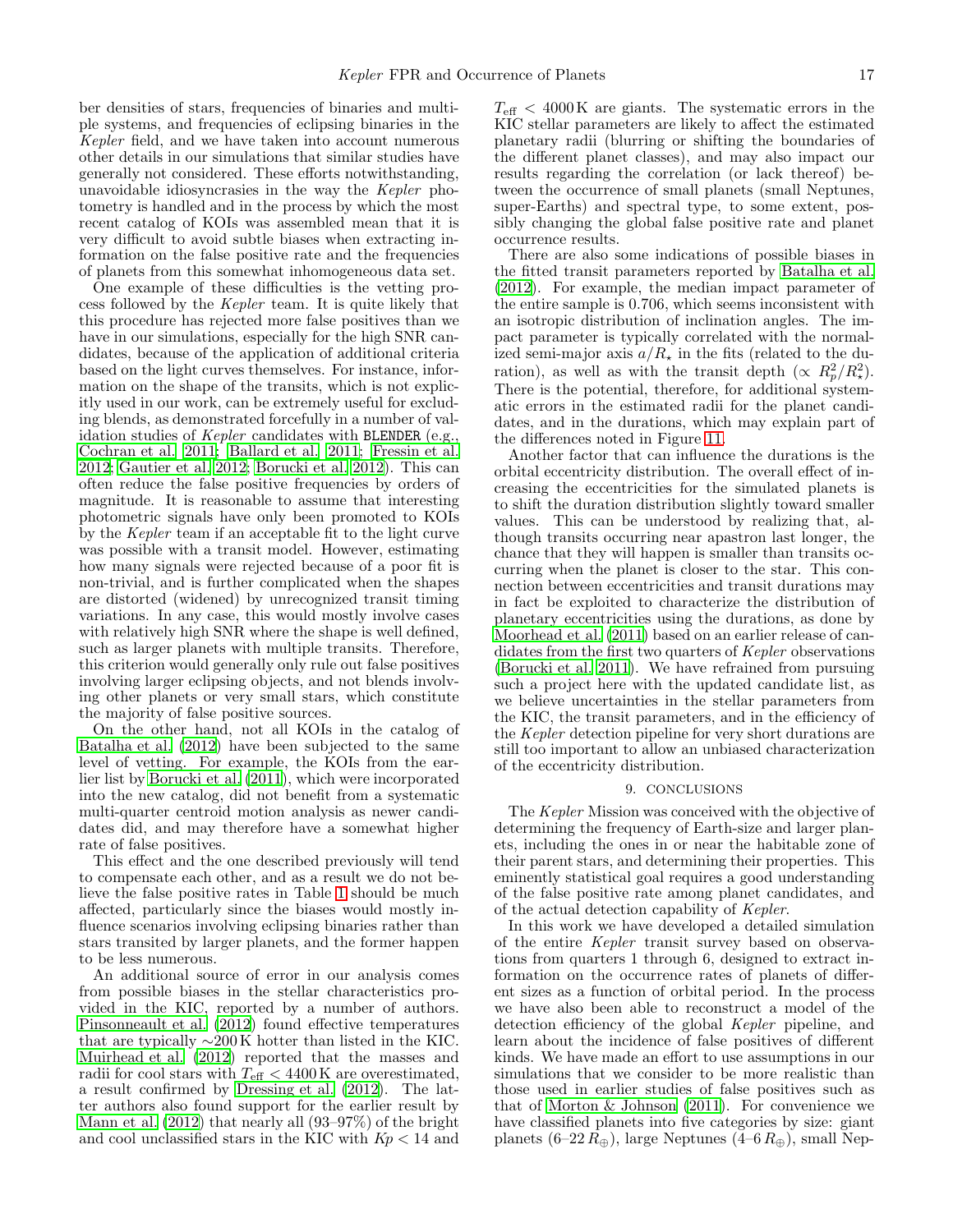ber densities of stars, frequencies of binaries and multiple systems, and frequencies of eclipsing binaries in the *Kepler* field, and we have taken into account numerous other details in our simulations that similar studies have generally not considered. These efforts notwithstanding, unavoidable idiosyncrasies in the way the *Kepler* photometry is handled and in the process by which the most recent catalog of KOIs was assembled mean that it is very difficult to avoid subtle biases when extracting information on the false positive rate and the frequencies of planets from this somewhat inhomogeneous data set.

One example of these difficulties is the vetting process followed by the *Kepler* team. It is quite likely that this procedure has rejected more false positives than we have in our simulations, especially for the high SNR candidates, because of the application of additional criteria based on the light curves themselves. For instance, information on the shape of the transits, which is not explicitly used in our work, can be extremely useful for excluding blends, as demonstrated forcefully in a number of validation studies of *Kepler* candidates with BLENDER (e.g., Cochran et al. 2011; Ballard et al. 2011; Fressin et al. 2012; Gautier et al. 2012; Borucki et al. 2012). This can often reduce the false positive frequencies by orders of magnitude. It is reasonable to assume that interesting photometric signals have only been promoted to KOIs by the *Kepler* team if an acceptable fit to the light curve was possible with a transit model. However, estimating how many signals were rejected because of a poor fit is non-trivial, and is further complicated when the shapes are distorted (widened) by unrecognized transit timing variations. In any case, this would mostly involve cases with relatively high SNR where the shape is well defined, such as larger planets with multiple transits. Therefore, this criterion would generally only rule out false positives involving larger eclipsing objects, and not blends involving other planets or very small stars, which constitute the majority of false positive sources.

On the other hand, not all KOIs in the catalog of Batalha et al. (2012) have been subjected to the same level of vetting. For example, the KOIs from the earlier list by Borucki et al. (2011), which were incorporated into the new catalog, did not benefit from a systematic multi-quarter centroid motion analysis as newer candidates did, and may therefore have a somewhat higher rate of false positives.

This effect and the one described previously will tend to compensate each other, and as a result we do not believe the false positive rates in Table 1 should be much affected, particularly since the biases would mostly influence scenarios involving eclipsing binaries rather than stars transited by larger planets, and the former happen to be less numerous.

An additional source of error in our analysis comes from possible biases in the stellar characteristics provided in the KIC, reported by a number of authors. Pinsonneault et al. (2012) found effective temperatures that are typically $\sim$200 K hotter than listed in the KIC. Muirhead et al. (2012) reported that the masses and radii for cool stars with $T_{\rm eff} < 4400$ K are overestimated, a result confirmed by Dressing et al. (2012). The latter authors also found support for the earlier result by Mann et al. (2012) that nearly all (93–97%) of the bright and cool unclassified stars in the KIC with $Kp < 14$ and $T_{\rm eff} < 4000$ K are giants. The systematic errors in the KIC stellar parameters are likely to affect the estimated planetary radii (blurring or shifting the boundaries of the different planet classes), and may also impact our results regarding the correlation (or lack thereof) between the occurrence of small planets (small Neptunes, super-Earths) and spectral type, to some extent, possibly changing the global false positive rate and planet occurrence results.

There are also some indications of possible biases in the fitted transit parameters reported by Batalha et al. (2012). For example, the median impact parameter of the entire sample is 0.706, which seems inconsistent with an isotropic distribution of inclination angles. The impact parameter is typically correlated with the normalized semi-major axis $a/R_\star$ in the fits (related to the duration), as well as with the transit depth ($\propto R_p^2/R_\star^2$). There is the potential, therefore, for additional systematic errors in the estimated radii for the planet candidates, and in the durations, which may explain part of the differences noted in Figure 11.

Another factor that can influence the durations is the orbital eccentricity distribution. The overall effect of increasing the eccentricities for the simulated planets is to shift the duration distribution slightly toward smaller values. This can be understood by realizing that, although transits occurring near apastron last longer, the chance that they will happen is smaller than transits occurring when the planet is closer to the star. This connection between eccentricities and transit durations may in fact be exploited to characterize the distribution of planetary eccentricities using the durations, as done by Moorhead et al. (2011) based on an earlier release of candidates from the first two quarters of *Kepler* observations (Borucki et al. 2011). We have refrained from pursuing such a project here with the updated candidate list, as we believe uncertainties in the stellar parameters from the KIC, the transit parameters, and in the efficiency of the *Kepler* detection pipeline for very short durations are still too important to allow an unbiased characterization of the eccentricity distribution.

## 9. CONCLUSIONS

The *Kepler* Mission was conceived with the objective of determining the frequency of Earth-size and larger planets, including the ones in or near the habitable zone of their parent stars, and determining their properties. This eminently statistical goal requires a good understanding of the false positive rate among planet candidates, and of the actual detection capability of *Kepler*.

In this work we have developed a detailed simulation of the entire *Kepler* transit survey based on observations from quarters 1 through 6, designed to extract information on the occurrence rates of planets of different sizes as a function of orbital period. In the process we have also been able to reconstruct a model of the detection efficiency of the global *Kepler* pipeline, and learn about the incidence of false positives of different kinds. We have made an effort to use assumptions in our simulations that we consider to be more realistic than those used in earlier studies of false positives such as that of Morton & Johnson (2011). For convenience we have classified planets into five categories by size: giant planets (6–22 $R_\oplus$), large Neptunes (4–6 $R_\oplus$), small Nep-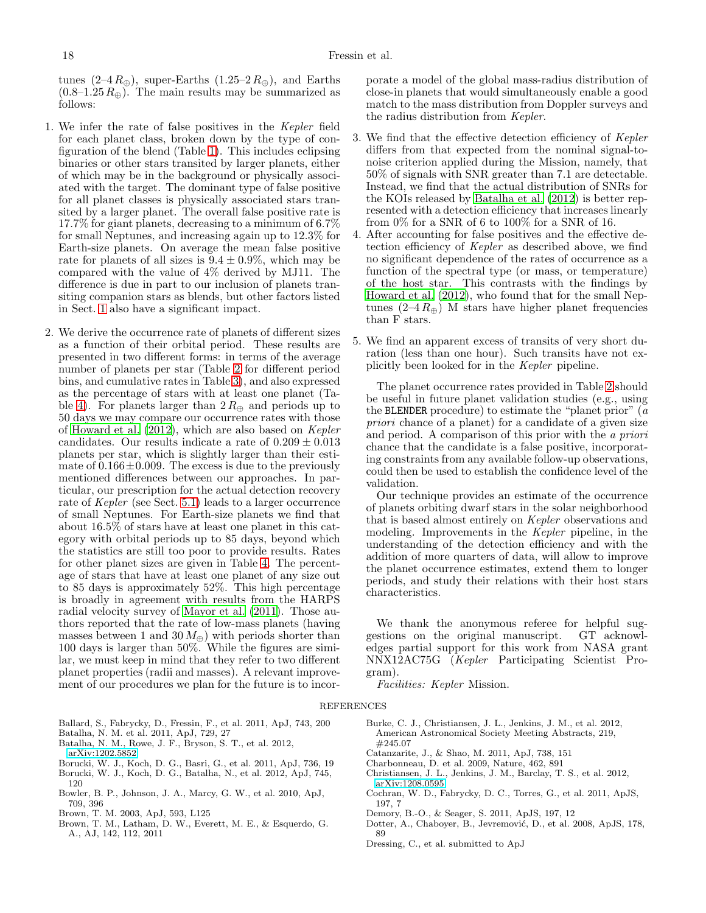tunes (2–4 $R_\oplus$), super-Earths (1.25–2 $R_\oplus$), and Earths (0.8–1.25 $R_\oplus$). The main results may be summarized as follows:

1. We infer the rate of false positives in the *Kepler* field for each planet class, broken down by the type of configuration of the blend (Table 1). This includes eclipsing binaries or other stars transited by larger planets, either of which may be in the background or physically associated with the target. The dominant type of false positive for all planet classes is physically associated stars transited by a larger planet. The overall false positive rate is 17.7% for giant planets, decreasing to a minimum of 6.7% for small Neptunes, and increasing again up to 12.3% for Earth-size planets. On average the mean false positive rate for planets of all sizes is $9.4 \pm 0.9$%, which may be compared with the value of 4% derived by MJ11. The difference is due in part to our inclusion of planets transiting companion stars as blends, but other factors listed in Sect. 1 also have a significant impact.

2. We derive the occurrence rate of planets of different sizes as a function of their orbital period. These results are presented in two different forms: in terms of the average number of planets per star (Table 2 for different period bins, and cumulative rates in Table 3), and also expressed as the percentage of stars with at least one planet (Table 4). For planets larger than 2 $R_\oplus$ and periods up to 50 days we may compare our occurrence rates with those of Howard et al. (2012), which are also based on *Kepler* candidates. Our results indicate a rate of $0.209 \pm 0.013$ planets per star, which is slightly larger than their estimate of $0.166 \pm 0.009$. The excess is due to the previously mentioned differences between our approaches. In particular, our prescription for the actual detection recovery rate of *Kepler* (see Sect. 5.1) leads to a larger occurrence of small Neptunes. For Earth-size planets we find that about 16.5% of stars have at least one planet in this category with orbital periods up to 85 days, beyond which the statistics are still too poor to provide results. Rates for other planet sizes are given in Table 4. The percentage of stars that have at least one planet of any size out to 85 days is approximately 52%. This high percentage is broadly in agreement with results from the HARPS radial velocity survey of Mayor et al. (2011). Those authors reported that the rate of low-mass planets (having masses between 1 and 30 $M_\oplus$) with periods shorter than 100 days is larger than 50%. While the figures are similar, we must keep in mind that they refer to two different planet properties (radii and masses). A relevant improvement of our procedures we plan for the future is to incorporate a model of the global mass-radius distribution of close-in planets that would simultaneously enable a good match to the mass distribution from Doppler surveys and the radius distribution from *Kepler*.

3. We find that the effective detection efficiency of *Kepler* differs from that expected from the nominal signal-to-noise criterion applied during the Mission, namely, that 50% of signals with SNR greater than 7.1 are detectable. Instead, we find that the actual distribution of SNRs for the KOIs released by Batalha et al. (2012) is better represented with a detection efficiency that increases linearly from 0% for a SNR of 6 to 100% for a SNR of 16.

4. After accounting for false positives and the effective detection efficiency of *Kepler* as described above, we find no significant dependence of the rates of occurrence as a function of the spectral type (or mass, or temperature) of the host star. This contrasts with the findings by Howard et al. (2012), who found that for the small Neptunes (2–4 $R_\oplus$) M stars have higher planet frequencies than F stars.

5. We find an apparent excess of transits of very short duration (less than one hour). Such transits have not explicitly been looked for in the *Kepler* pipeline.

The planet occurrence rates provided in Table 2 should be useful in future planet validation studies (e.g., using the `BLENDER` procedure) to estimate the "planet prior" (*a priori* chance of a planet) for a candidate of a given size and period. A comparison of this prior with the *a priori* chance that the candidate is a false positive, incorporating constraints from any available follow-up observations, could then be used to establish the confidence level of the validation.

Our technique provides an estimate of the occurrence of planets orbiting dwarf stars in the solar neighborhood that is based almost entirely on *Kepler* observations and modeling. Improvements in the *Kepler* pipeline, in the understanding of the detection efficiency and with the addition of more quarters of data, will allow to improve the planet occurrence estimates, extend them to longer periods, and study their relations with their host stars characteristics.

We thank the anonymous referee for helpful suggestions on the original manuscript. GT acknowledges partial support for this work from NASA grant NNX12AC75G (*Kepler* Participating Scientist Program).

*Facilities:* *Kepler* Mission.

## REFERENCES

Ballard, S., Fabrycky, D., Fressin, F., et al. 2011, ApJ, 743, 200
Batalha, N. M. et al. 2011, ApJ, 729, 27
Batalha, N. M., Rowe, J. F., Bryson, S. T., et al. 2012, arXiv:1202.5852
Borucki, W. J., Koch, D. G., Basri, G., et al. 2011, ApJ, 736, 19
Borucki, W. J., Koch, D. G., Batalha, N., et al. 2012, ApJ, 745, 120
Bowler, B. P., Johnson, J. A., Marcy, G. W., et al. 2010, ApJ, 709, 396
Brown, T. M. 2003, ApJ, 593, L125
Brown, T. M., Latham, D. W., Everett, M. E., & Esquerdo, G. A., AJ, 142, 112, 2011
Burke, C. J., Christiansen, J. L., Jenkins, J. M., et al. 2012, American Astronomical Society Meeting Abstracts, 219, #245.07
Catanzarite, J., & Shao, M. 2011, ApJ, 738, 151
Charbonneau, D. et al. 2009, Nature, 462, 891
Christiansen, J. L., Jenkins, J. M., Barclay, T. S., et al. 2012, arXiv:1208.0595
Cochran, W. D., Fabrycky, D. C., Torres, G., et al. 2011, ApJS, 197, 7
Demory, B.-O., & Seager, S. 2011, ApJS, 197, 12
Dotter, A., Chaboyer, B., Jevremović, D., et al. 2008, ApJS, 178, 89
Dressing, C., et al. submitted to ApJ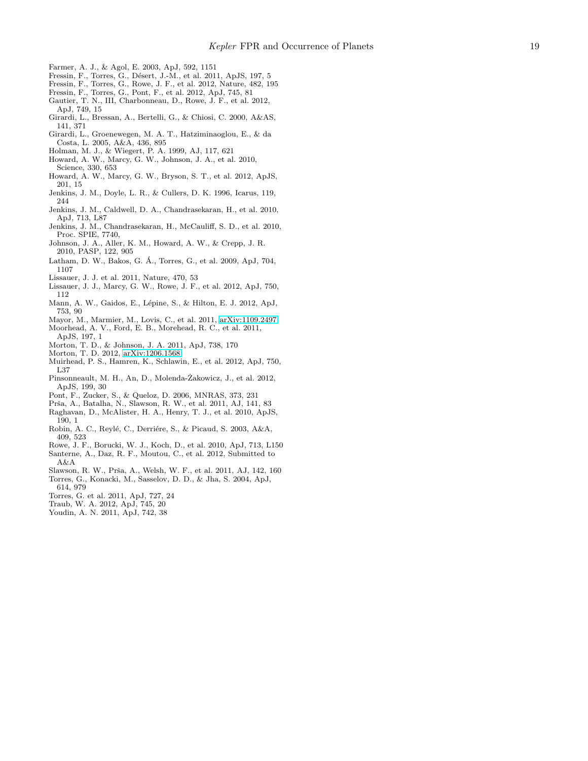Farmer, A. J., & Agol, E. 2003, ApJ, 592, 1151

Fressin, F., Torres, G., Désert, J.-M., et al. 2011, ApJS, 197, 5

Fressin, F., Torres, G., Rowe, J. F., et al. 2012, Nature, 482, 195

Fressin, F., Torres, G., Pont, F., et al. 2012, ApJ, 745, 81

Gautier, T. N., III, Charbonneau, D., Rowe, J. F., et al. 2012, ApJ, 749, 15

Girardi, L., Bressan, A., Bertelli, G., & Chiosi, C. 2000, A&AS, 141, 371

Girardi, L., Groenewegen, M. A. T., Hatziminaoglou, E., & da Costa, L. 2005, A&A, 436, 895

Holman, M. J., & Wiegert, P. A. 1999, AJ, 117, 621

Howard, A. W., Marcy, G. W., Johnson, J. A., et al. 2010, Science, 330, 653

Howard, A. W., Marcy, G. W., Bryson, S. T., et al. 2012, ApJS, 201, 15

Jenkins, J. M., Doyle, L. R., & Cullers, D. K. 1996, Icarus, 119, 244

Jenkins, J. M., Caldwell, D. A., Chandrasekaran, H., et al. 2010, ApJ, 713, L87

Jenkins, J. M., Chandrasekaran, H., McCauliff, S. D., et al. 2010, Proc. SPIE, 7740,

Johnson, J. A., Aller, K. M., Howard, A. W., & Crepp, J. R. 2010, PASP, 122, 905

Latham, D. W., Bakos, G. Á., Torres, G., et al. 2009, ApJ, 704, 1107

Lissauer, J. J. et al. 2011, Nature, 470, 53

Lissauer, J. J., Marcy, G. W., Rowe, J. F., et al. 2012, ApJ, 750, 112

Mann, A. W., Gaidos, E., Lépine, S., & Hilton, E. J. 2012, ApJ, 753, 90

Mayor, M., Marmier, M., Lovis, C., et al. 2011, arXiv:1109.2497

Moorhead, A. V., Ford, E. B., Morehead, R. C., et al. 2011, ApJS, 197, 1

Morton, T. D., & Johnson, J. A. 2011, ApJ, 738, 170

Morton, T. D. 2012, arXiv:1206.1568

Muirhead, P. S., Hamren, K., Schlawin, E., et al. 2012, ApJ, 750, L37

Pinsonneault, M. H., An, D., Molenda-Żakowicz, J., et al. 2012, ApJS, 199, 30

Pont, F., Zucker, S., & Queloz, D. 2006, MNRAS, 373, 231

Prša, A., Batalha, N., Slawson, R. W., et al. 2011, AJ, 141, 83

Raghavan, D., McAlister, H. A., Henry, T. J., et al. 2010, ApJS, 190, 1

Robin, A. C., Reylé, C., Derriére, S., & Picaud, S. 2003, A&A, 409, 523

Rowe, J. F., Borucki, W. J., Koch, D., et al. 2010, ApJ, 713, L150

Santerne, A., Daz, R. F., Moutou, C., et al. 2012, Submitted to A&A

Slawson, R. W., Prša, A., Welsh, W. F., et al. 2011, AJ, 142, 160

Torres, G., Konacki, M., Sasselov, D. D., & Jha, S. 2004, ApJ, 614, 979

Torres, G. et al. 2011, ApJ, 727, 24

Traub, W. A. 2012, ApJ, 745, 20

Youdin, A. N. 2011, ApJ, 742, 38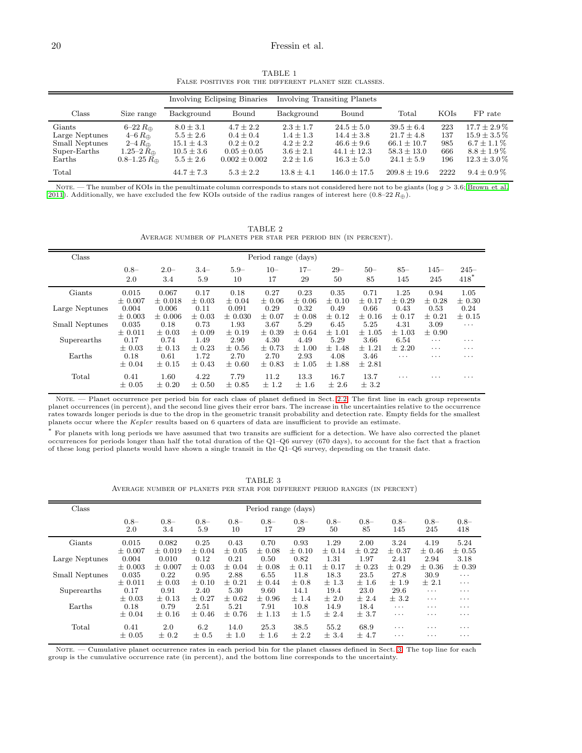TABLE 1
False positives for the different planet size classes.

| Class | Size range | Involving Eclipsing Binaries | | Involving Transiting Planets | | Total | KOIs | FP rate |
|---|---|---|---|---|---|---|---|---|
| | | Background | Bound | Background | Bound | | | |
| Giants | 6–22 $R_\oplus$ | $8.0 \pm 3.1$ | $4.7 \pm 2.2$ | $2.3 \pm 1.7$ | $24.5 \pm 5.0$ | $39.5 \pm 6.4$ | 223 | $17.7 \pm 2.9\,\%$ |
| Large Neptunes | 4–6 $R_\oplus$ | $5.5 \pm 2.6$ | $0.4 \pm 0.4$ | $1.4 \pm 1.3$ | $14.4 \pm 3.8$ | $21.7 \pm 4.8$ | 137 | $15.9 \pm 3.5\,\%$ |
| Small Neptunes | 2–4 $R_\oplus$ | $15.1 \pm 4.3$ | $0.2 \pm 0.2$ | $4.2 \pm 2.2$ | $46.6 \pm 9.6$ | $66.1 \pm 10.7$ | 985 | $6.7 \pm 1.1\,\%$ |
| Super-Earths | 1.25–2 $R_\oplus$ | $10.5 \pm 3.6$ | $0.05 \pm 0.05$ | $3.6 \pm 2.1$ | $44.1 \pm 12.3$ | $58.3 \pm 13.0$ | 666 | $8.8 \pm 1.9\,\%$ |
| Earths | 0.8–1.25 $R_\oplus$ | $5.5 \pm 2.6$ | $0.002 \pm 0.002$ | $2.2 \pm 1.6$ | $16.3 \pm 5.0$ | $24.1 \pm 5.9$ | 196 | $12.3 \pm 3.0\,\%$ |
| Total | | $44.7 \pm 7.3$ | $5.3 \pm 2.2$ | $13.8 \pm 4.1$ | $146.0 \pm 17.5$ | $209.8 \pm 19.6$ | 2222 | $9.4 \pm 0.9\,\%$ |

Note. — The number of KOIs in the penultimate column corresponds to stars not considered here not to be giants ($\log g > 3.6$; Brown et al. 2011). Additionally, we have excluded the few KOIs outside of the radius ranges of interest here (0.8–22 $R_\oplus$).

TABLE 2
Average number of planets per star per period bin (in percent).

| Class | Period range (days) | | | | | | | | | | |
|---|---|---|---|---|---|---|---|---|---|---|---|
| | 0.8–2.0 | 2.0–3.4 | 3.4–5.9 | 5.9–10 | 10–17 | 17–29 | 29–50 | 50–85 | 85–145 | 145–245 | 245–418* |
| Giants | 0.015 | 0.067 | 0.17 | 0.18 | 0.27 | 0.23 | 0.35 | 0.71 | 1.25 | 0.94 | 1.05 |
| | ± 0.007 | ± 0.019 | ± 0.03 | ± 0.04 | ± 0.06 | ± 0.06 | ± 0.10 | ± 0.17 | ± 0.29 | ± 0.28 | ± 0.30 |
| Large Neptunes | 0.004 | 0.006 | 0.11 | 0.091 | 0.29 | 0.32 | 0.49 | 0.66 | 0.43 | 0.53 | 0.24 |
| | ± 0.003 | ± 0.006 | ± 0.03 | ± 0.030 | ± 0.07 | ± 0.08 | ± 0.12 | ± 0.16 | ± 0.17 | ± 0.21 | ± 0.15 |
| Small Neptunes | 0.035 | 0.18 | 0.73 | 1.93 | 3.67 | 5.29 | 6.45 | 5.25 | 4.31 | 3.09 | ... |
| | ± 0.011 | ± 0.03 | ± 0.09 | ± 0.19 | ± 0.39 | ± 0.64 | ± 1.01 | ± 1.05 | ± 1.03 | ± 0.90 | |
| Superearths | 0.17 | 0.74 | 1.49 | 2.90 | 4.30 | 4.49 | 5.29 | 3.66 | 6.54 | ... | ... |
| | ± 0.03 | ± 0.13 | ± 0.23 | ± 0.56 | ± 0.73 | ± 1.00 | ± 1.48 | ± 1.21 | ± 2.20 | ... | ... |
| Earths | 0.18 | 0.61 | 1.72 | 2.70 | 2.70 | 2.93 | 4.08 | 3.46 | ... | ... | ... |
| | ± 0.04 | ± 0.15 | ± 0.43 | ± 0.60 | ± 0.83 | ± 1.05 | ± 1.88 | ± 2.81 | | | |
| Total | 0.41 | 1.60 | 4.22 | 7.79 | 11.2 | 13.3 | 16.7 | 13.7 | ... | ... | ... |
| | ± 0.05 | ± 0.20 | ± 0.50 | ± 0.85 | ± 1.2 | ± 1.6 | ± 2.6 | ± 3.2 | | | |

Note. — Planet occurrence per period bin for each class of planet defined in Sect. 2.2. The first line in each group represents planet occurrences (in percent), and the second line gives their error bars. The increase in the uncertainties relative to the occurrence rates towards longer periods is due to the drop in the geometric transit probability and detection rate. Empty fields for the smallest planets occur where the *Kepler* results based on 6 quarters of data are insufficient to provide an estimate.

\* For planets with long periods we have assumed that two transits are sufficient for a detection. We have also corrected the planet occurrences for periods longer than half the total duration of the Q1–Q6 survey (670 days), to account for the fact that a fraction of these long period planets would have shown a single transit in the Q1–Q6 survey, depending on the transit date.

TABLE 3
Average number of planets per star for different period ranges (in percent)

| Class | Period range (days) | | | | | | | | | | |
|---|---|---|---|---|---|---|---|---|---|---|---|
| | 0.8–2.0 | 0.8–3.4 | 0.8–5.9 | 0.8–10 | 0.8–17 | 0.8–29 | 0.8–50 | 0.8–85 | 0.8–145 | 0.8–245 | 0.8–418 |
| Giants | 0.015 | 0.082 | 0.25 | 0.43 | 0.70 | 0.93 | 1.29 | 2.00 | 3.24 | 4.19 | 5.24 |
| | ± 0.007 | ± 0.019 | ± 0.04 | ± 0.05 | ± 0.08 | ± 0.10 | ± 0.14 | ± 0.22 | ± 0.37 | ± 0.46 | ± 0.55 |
| Large Neptunes | 0.004 | 0.010 | 0.12 | 0.21 | 0.50 | 0.82 | 1.31 | 1.97 | 2.41 | 2.94 | 3.18 |
| | ± 0.003 | ± 0.007 | ± 0.03 | ± 0.04 | ± 0.08 | ± 0.11 | ± 0.17 | ± 0.23 | ± 0.29 | ± 0.36 | ± 0.39 |
| Small Neptunes | 0.035 | 0.22 | 0.95 | 2.88 | 6.55 | 11.8 | 18.3 | 23.5 | 27.8 | 30.9 | ... |
| | ± 0.011 | ± 0.03 | ± 0.10 | ± 0.21 | ± 0.44 | ± 0.8 | ± 1.3 | ± 1.6 | ± 1.9 | ± 2.1 | ... |
| Superearths | 0.17 | 0.91 | 2.40 | 5.30 | 9.60 | 14.1 | 19.4 | 23.0 | 29.6 | ... | ... |
| | ± 0.03 | ± 0.13 | ± 0.27 | ± 0.62 | ± 0.96 | ± 1.4 | ± 2.0 | ± 2.4 | ± 3.2 | ... | ... |
| Earths | 0.18 | 0.79 | 2.51 | 5.21 | 7.91 | 10.8 | 14.9 | 18.4 | ... | ... | ... |
| | ± 0.04 | ± 0.16 | ± 0.46 | ± 0.76 | ± 1.13 | ± 1.5 | ± 2.4 | ± 3.7 | ... | ... | ... |
| Total | 0.41 | 2.0 | 6.2 | 14.0 | 25.3 | 38.5 | 55.2 | 68.9 | ... | ... | ... |
| | ± 0.05 | ± 0.2 | ± 0.5 | ± 1.0 | ± 1.6 | ± 2.2 | ± 3.4 | ± 4.7 | ... | ... | ... |

Note. — Cumulative planet occurrence rates in each period bin for the planet classes defined in Sect. 3. The top line for each group is the cumulative occurrence rate (in percent), and the bottom line corresponds to the uncertainty.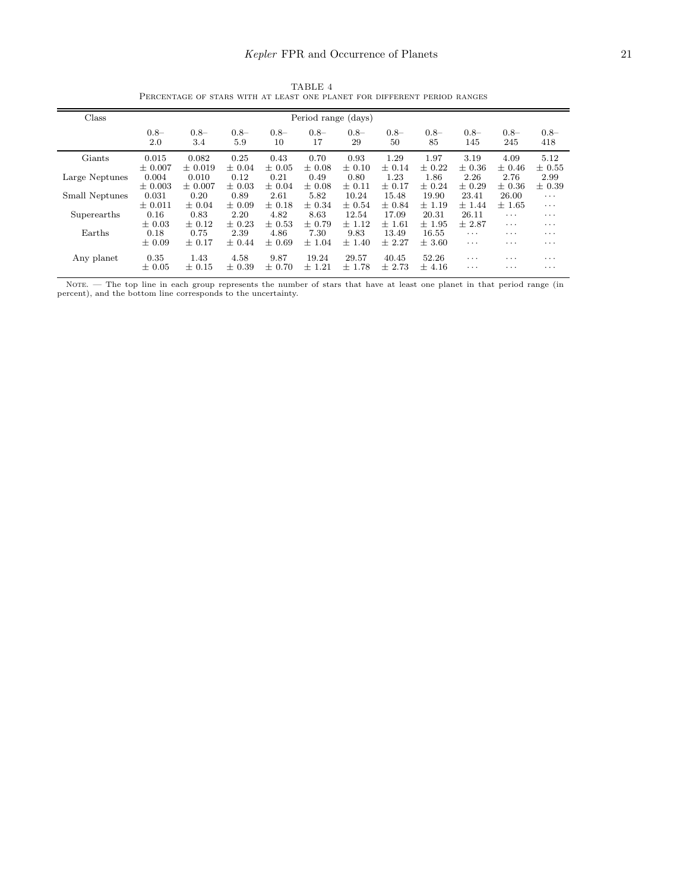TABLE 4

PERCENTAGE OF STARS WITH AT LEAST ONE PLANET FOR DIFFERENT PERIOD RANGES

| Class | Period range (days) | | | | | | | | | | |
|---|---|---|---|---|---|---|---|---|---|---|---|
| | 0.8–2.0 | 0.8–3.4 | 0.8–5.9 | 0.8–10 | 0.8–17 | 0.8–29 | 0.8–50 | 0.8–85 | 0.8–145 | 0.8–245 | 0.8–418 |
| Giants | 0.015 | 0.082 | 0.25 | 0.43 | 0.70 | 0.93 | 1.29 | 1.97 | 3.19 | 4.09 | 5.12 |
| | ± 0.007 | ± 0.019 | ± 0.04 | ± 0.05 | ± 0.08 | ± 0.10 | ± 0.14 | ± 0.22 | ± 0.36 | ± 0.46 | ± 0.55 |
| Large Neptunes | 0.004 | 0.010 | 0.12 | 0.21 | 0.49 | 0.80 | 1.23 | 1.86 | 2.26 | 2.76 | 2.99 |
| | ± 0.003 | ± 0.007 | ± 0.03 | ± 0.04 | ± 0.08 | ± 0.11 | ± 0.17 | ± 0.24 | ± 0.29 | ± 0.36 | ± 0.39 |
| Small Neptunes | 0.031 | 0.20 | 0.89 | 2.61 | 5.82 | 10.24 | 15.48 | 19.90 | 23.41 | 26.00 | ... |
| | ± 0.011 | ± 0.04 | ± 0.09 | ± 0.18 | ± 0.34 | ± 0.54 | ± 0.84 | ± 1.19 | ± 1.44 | ± 1.65 | ... |
| Superearths | 0.16 | 0.83 | 2.20 | 4.82 | 8.63 | 12.54 | 17.09 | 20.31 | 26.11 | ... | ... |
| | ± 0.03 | ± 0.12 | ± 0.23 | ± 0.53 | ± 0.79 | ± 1.12 | ± 1.61 | ± 1.95 | ± 2.87 | ... | ... |
| Earths | 0.18 | 0.75 | 2.39 | 4.86 | 7.30 | 9.83 | 13.49 | 16.55 | ... | ... | ... |
| | ± 0.09 | ± 0.17 | ± 0.44 | ± 0.69 | ± 1.04 | ± 1.40 | ± 2.27 | ± 3.60 | ... | ... | ... |
| Any planet | 0.35 | 1.43 | 4.58 | 9.87 | 19.24 | 29.57 | 40.45 | 52.26 | ... | ... | ... |
| | ± 0.05 | ± 0.15 | ± 0.39 | ± 0.70 | ± 1.21 | ± 1.78 | ± 2.73 | ± 4.16 | ... | ... | ... |

NOTE. — The top line in each group represents the number of stars that have at least one planet in that period range (in percent), and the bottom line corresponds to the uncertainty.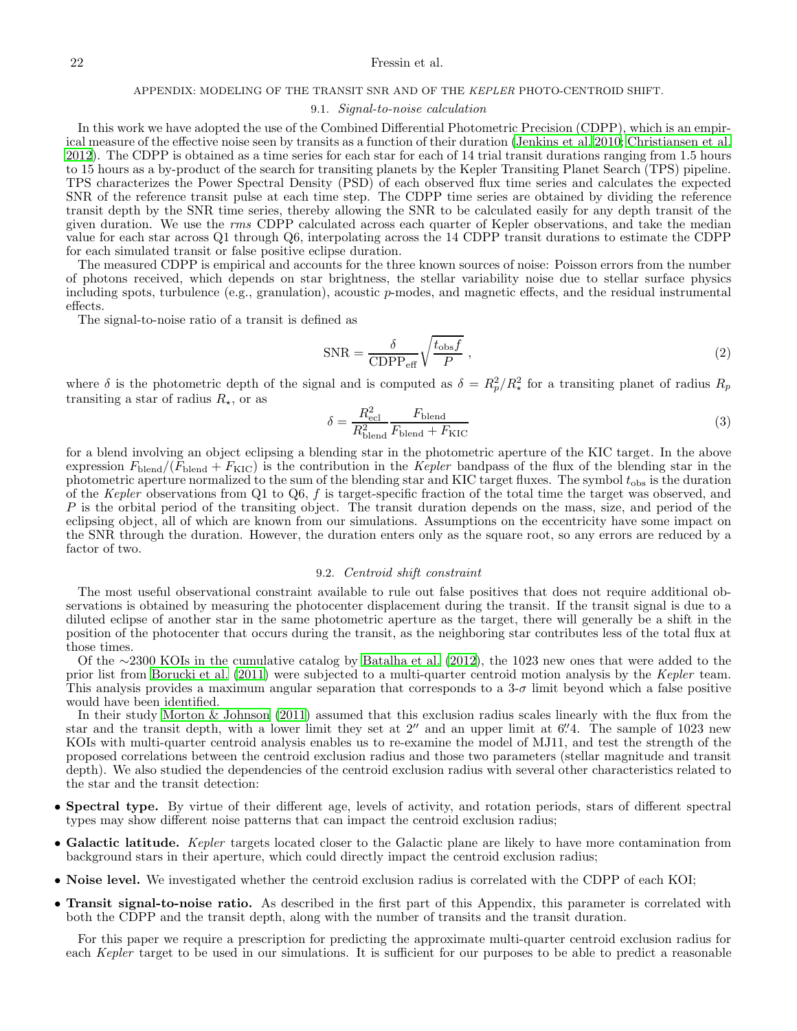## APPENDIX: MODELING OF THE TRANSIT SNR AND OF THE *KEPLER* PHOTO-CENTROID SHIFT.

### 9.1. *Signal-to-noise calculation*

In this work we have adopted the use of the Combined Differential Photometric Precision (CDPP), which is an empirical measure of the effective noise seen by transits as a function of their duration (Jenkins et al. 2010; Christiansen et al. 2012). The CDPP is obtained as a time series for each star for each of 14 trial transit durations ranging from 1.5 hours to 15 hours as a by-product of the search for transiting planets by the Kepler Transiting Planet Search (TPS) pipeline. TPS characterizes the Power Spectral Density (PSD) of each observed flux time series and calculates the expected SNR of the reference transit pulse at each time step. The CDPP time series are obtained by dividing the reference transit depth by the SNR time series, thereby allowing the SNR to be calculated easily for any depth transit of the given duration. We use the *rms* CDPP calculated across each quarter of Kepler observations, and take the median value for each star across Q1 through Q6, interpolating across the 14 CDPP transit durations to estimate the CDPP for each simulated transit or false positive eclipse duration.

The measured CDPP is empirical and accounts for the three known sources of noise: Poisson errors from the number of photons received, which depends on star brightness, the stellar variability noise due to stellar surface physics including spots, turbulence (e.g., granulation), acoustic *p*-modes, and magnetic effects, and the residual instrumental effects.

The signal-to-noise ratio of a transit is defined as

$$\mathrm{SNR} = \frac{\delta}{\mathrm{CDPP_{eff}}}\sqrt{\frac{t_{\mathrm{obs}} f}{P}}\ , \tag{2}$$

where $\delta$ is the photometric depth of the signal and is computed as $\delta = R_p^2/R_\star^2$ for a transiting planet of radius $R_p$ transiting a star of radius $R_\star$, or as

$$\delta = \frac{R_{\mathrm{ecl}}^2}{R_{\mathrm{blend}}^2}\frac{F_{\mathrm{blend}}}{F_{\mathrm{blend}} + F_{\mathrm{KIC}}} \tag{3}$$

for a blend involving an object eclipsing a blending star in the photometric aperture of the KIC target. In the above expression $F_{\mathrm{blend}}/(F_{\mathrm{blend}} + F_{\mathrm{KIC}})$ is the contribution in the *Kepler* bandpass of the flux of the blending star in the photometric aperture normalized to the sum of the blending star and KIC target fluxes. The symbol $t_{\mathrm{obs}}$ is the duration of the *Kepler* observations from Q1 to Q6, $f$ is target-specific fraction of the total time the target was observed, and $P$ is the orbital period of the transiting object. The transit duration depends on the mass, size, and period of the eclipsing object, all of which are known from our simulations. Assumptions on the eccentricity have some impact on the SNR through the duration. However, the duration enters only as the square root, so any errors are reduced by a factor of two.

### 9.2. *Centroid shift constraint*

The most useful observational constraint available to rule out false positives that does not require additional observations is obtained by measuring the photocenter displacement during the transit. If the transit signal is due to a diluted eclipse of another star in the same photometric aperture as the target, there will generally be a shift in the position of the photocenter that occurs during the transit, as the neighboring star contributes less of the total flux at those times.

Of the ∼2300 KOIs in the cumulative catalog by Batalha et al. (2012), the 1023 new ones that were added to the prior list from Borucki et al. (2011) were subjected to a multi-quarter centroid motion analysis by the *Kepler* team. This analysis provides a maximum angular separation that corresponds to a 3-$\sigma$ limit beyond which a false positive would have been identified.

In their study Morton & Johnson (2011) assumed that this exclusion radius scales linearly with the flux from the star and the transit depth, with a lower limit they set at 2″ and an upper limit at 6″.4. The sample of 1023 new KOIs with multi-quarter centroid analysis enables us to re-examine the model of MJ11, and test the strength of the proposed correlations between the centroid exclusion radius and those two parameters (stellar magnitude and transit depth). We also studied the dependencies of the centroid exclusion radius with several other characteristics related to the star and the transit detection:

- **Spectral type.** By virtue of their different age, levels of activity, and rotation periods, stars of different spectral types may show different noise patterns that can impact the centroid exclusion radius;
- **Galactic latitude.** *Kepler* targets located closer to the Galactic plane are likely to have more contamination from background stars in their aperture, which could directly impact the centroid exclusion radius;
- **Noise level.** We investigated whether the centroid exclusion radius is correlated with the CDPP of each KOI;
- **Transit signal-to-noise ratio.** As described in the first part of this Appendix, this parameter is correlated with both the CDPP and the transit depth, along with the number of transits and the transit duration.

For this paper we require a prescription for predicting the approximate multi-quarter centroid exclusion radius for each *Kepler* target to be used in our simulations. It is sufficient for our purposes to be able to predict a reasonable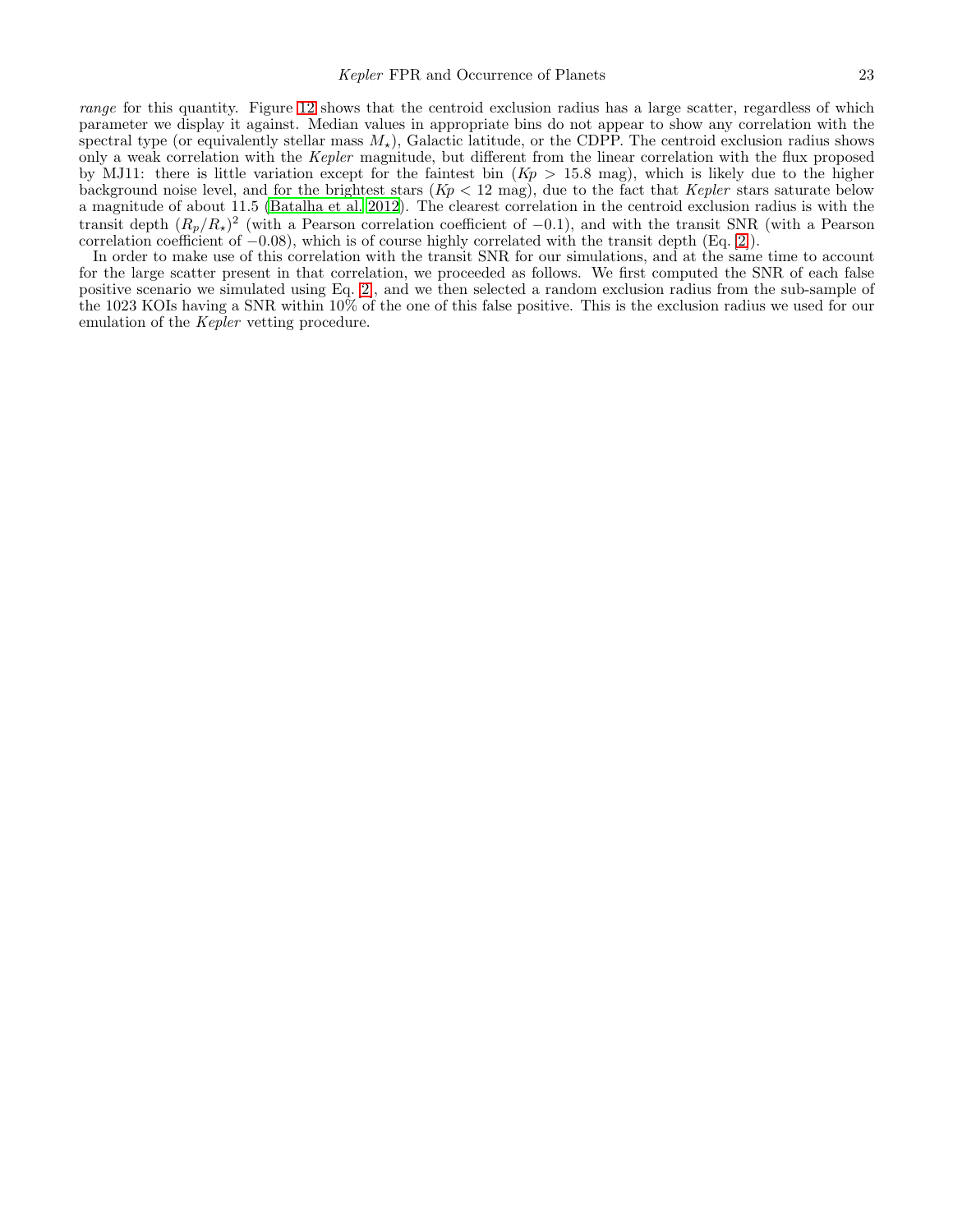*range* for this quantity. Figure 12 shows that the centroid exclusion radius has a large scatter, regardless of which parameter we display it against. Median values in appropriate bins do not appear to show any correlation with the spectral type (or equivalently stellar mass $M_\star$), Galactic latitude, or the CDPP. The centroid exclusion radius shows only a weak correlation with the *Kepler* magnitude, but different from the linear correlation with the flux proposed by MJ11: there is little variation except for the faintest bin ($Kp > 15.8$ mag), which is likely due to the higher background noise level, and for the brightest stars ($Kp < 12$ mag), due to the fact that *Kepler* stars saturate below a magnitude of about 11.5 (Batalha et al. 2012). The clearest correlation in the centroid exclusion radius is with the transit depth $(R_p/R_\star)^2$ (with a Pearson correlation coefficient of $-0.1$), and with the transit SNR (with a Pearson correlation coefficient of $-0.08$), which is of course highly correlated with the transit depth (Eq. 2).

In order to make use of this correlation with the transit SNR for our simulations, and at the same time to account for the large scatter present in that correlation, we proceeded as follows. We first computed the SNR of each false positive scenario we simulated using Eq. 2, and we then selected a random exclusion radius from the sub-sample of the 1023 KOIs having a SNR within 10% of the one of this false positive. This is the exclusion radius we used for our emulation of the *Kepler* vetting procedure.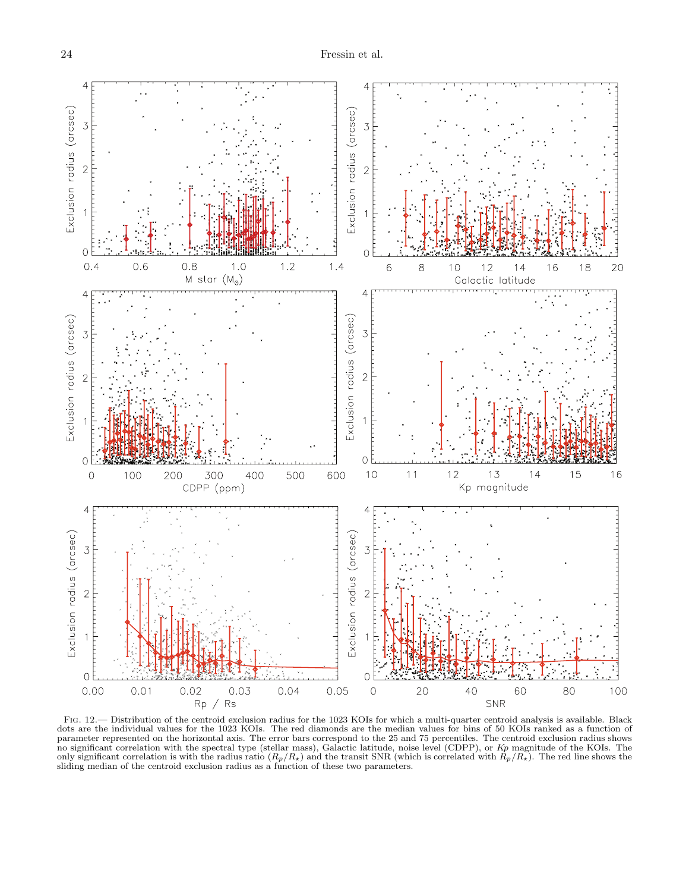Exclusion radius (arcsec)

0
1
2
3
4

0.4
0.6
0.8
1.0
1.2
1.4

M star ($M_{\odot}$)

Exclusion radius (arcsec)

0
1
2
3
4

6
8
10
12
14
16
18
20

Galactic latitude

Exclusion radius (arcsec)

0
1
2
3
4

0
100
200
300
400
500
600

CDPP (ppm)

Exclusion radius (arcsec)

0
1
2
3
4

10
11
12
13
14
15
16

Kp magnitude

Exclusion radius (arcsec)

0
1
2
3
4

0.00
0.01
0.02
0.03
0.04
0.05

Rp / Rs

Exclusion radius (arcsec)

0
1
2
3
4

0
20
40
60
80
100

SNR

Fig. 12.— Distribution of the centroid exclusion radius for the 1023 KOIs for which a multi-quarter centroid analysis is available. Black dots are the individual values for the 1023 KOIs. The red diamonds are the median values for bins of 50 KOIs ranked as a function of parameter represented on the horizontal axis. The error bars correspond to the 25 and 75 percentiles. The centroid exclusion radius shows no significant correlation with the spectral type (stellar mass), Galactic latitude, noise level (CDPP), or *Kp* magnitude of the KOIs. The only significant correlation is with the radius ratio ($R_p/R_\star$) and the transit SNR (which is correlated with $R_p/R_\star$). The red line shows the sliding median of the centroid exclusion radius as a function of these two parameters.